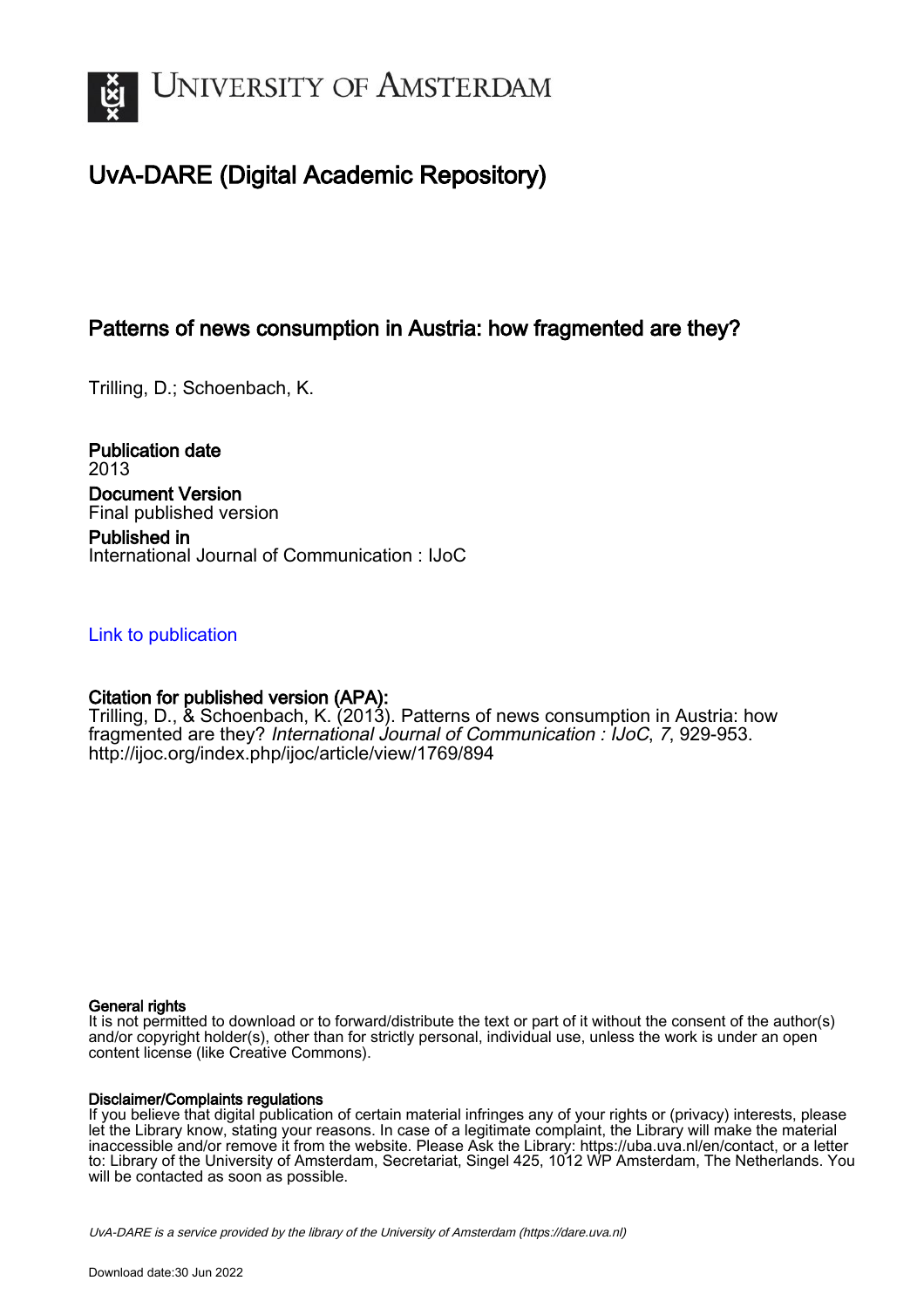UNIVERSITY OF AMSTERDAM

# UvA-DARE (Digital Academic Repository)

## Patterns of news consumption in Austria: how fragmented are they?

Trilling, D.; Schoenbach, K.

**Publication date**
2013

**Document Version**
Final published version

**Published in**
International Journal of Communication : IJoC

Link to publication

**Citation for published version (APA):**
Trilling, D., & Schoenbach, K. (2013). Patterns of news consumption in Austria: how fragmented are they? *International Journal of Communication : IJoC*, *7*, 929-953. http://ijoc.org/index.php/ijoc/article/view/1769/894

**General rights**
It is not permitted to download or to forward/distribute the text or part of it without the consent of the author(s) and/or copyright holder(s), other than for strictly personal, individual use, unless the work is under an open content license (like Creative Commons).

**Disclaimer/Complaints regulations**
If you believe that digital publication of certain material infringes any of your rights or (privacy) interests, please let the Library know, stating your reasons. In case of a legitimate complaint, the Library will make the material inaccessible and/or remove it from the website. Please Ask the Library: https://uba.uva.nl/en/contact, or a letter to: Library of the University of Amsterdam, Secretariat, Singel 425, 1012 WP Amsterdam, The Netherlands. You will be contacted as soon as possible.

*UvA-DARE is a service provided by the library of the University of Amsterdam (https://dare.uva.nl)*

Download date:30 Jun 2022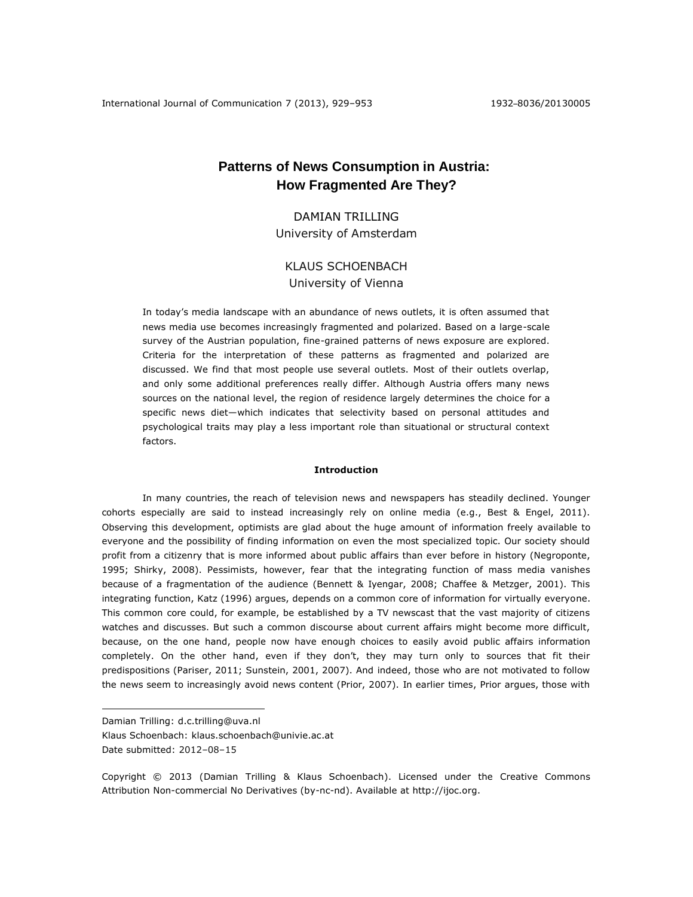# Patterns of News Consumption in Austria: How Fragmented Are They?

DAMIAN TRILLING
University of Amsterdam

KLAUS SCHOENBACH
University of Vienna

In today's media landscape with an abundance of news outlets, it is often assumed that news media use becomes increasingly fragmented and polarized. Based on a large-scale survey of the Austrian population, fine-grained patterns of news exposure are explored. Criteria for the interpretation of these patterns as fragmented and polarized are discussed. We find that most people use several outlets. Most of their outlets overlap, and only some additional preferences really differ. Although Austria offers many news sources on the national level, the region of residence largely determines the choice for a specific news diet—which indicates that selectivity based on personal attitudes and psychological traits may play a less important role than situational or structural context factors.

## Introduction

In many countries, the reach of television news and newspapers has steadily declined. Younger cohorts especially are said to instead increasingly rely on online media (e.g., Best & Engel, 2011). Observing this development, optimists are glad about the huge amount of information freely available to everyone and the possibility of finding information on even the most specialized topic. Our society should profit from a citizenry that is more informed about public affairs than ever before in history (Negroponte, 1995; Shirky, 2008). Pessimists, however, fear that the integrating function of mass media vanishes because of a fragmentation of the audience (Bennett & Iyengar, 2008; Chaffee & Metzger, 2001). This integrating function, Katz (1996) argues, depends on a common core of information for virtually everyone. This common core could, for example, be established by a TV newscast that the vast majority of citizens watches and discusses. But such a common discourse about current affairs might become more difficult, because, on the one hand, people now have enough choices to easily avoid public affairs information completely. On the other hand, even if they don't, they may turn only to sources that fit their predispositions (Pariser, 2011; Sunstein, 2001, 2007). And indeed, those who are not motivated to follow the news seem to increasingly avoid news content (Prior, 2007). In earlier times, Prior argues, those with

---

Damian Trilling: d.c.trilling@uva.nl
Klaus Schoenbach: klaus.schoenbach@univie.ac.at
Date submitted: 2012–08–15

Copyright © 2013 (Damian Trilling & Klaus Schoenbach). Licensed under the Creative Commons Attribution Non-commercial No Derivatives (by-nc-nd). Available at http://ijoc.org.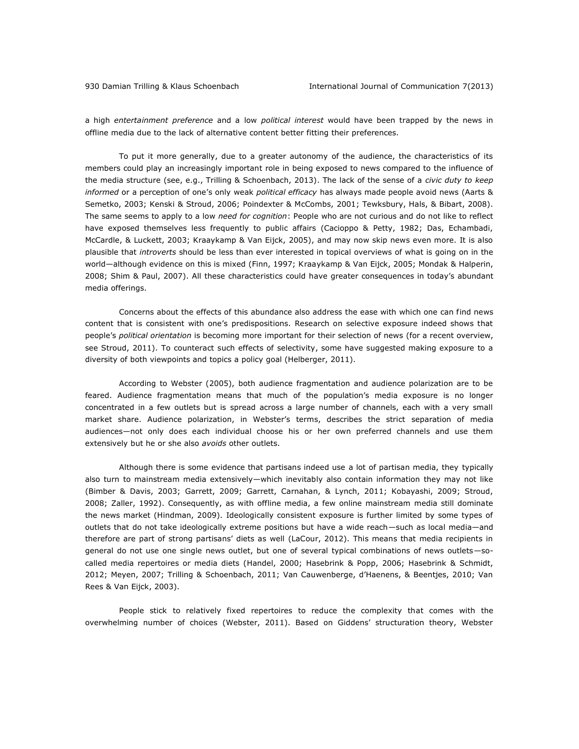a high *entertainment preference* and a low *political interest* would have been trapped by the news in offline media due to the lack of alternative content better fitting their preferences.

To put it more generally, due to a greater autonomy of the audience, the characteristics of its members could play an increasingly important role in being exposed to news compared to the influence of the media structure (see, e.g., Trilling & Schoenbach, 2013). The lack of the sense of a *civic duty to keep informed* or a perception of one's only weak *political efficacy* has always made people avoid news (Aarts & Semetko, 2003; Kenski & Stroud, 2006; Poindexter & McCombs, 2001; Tewksbury, Hals, & Bibart, 2008). The same seems to apply to a low *need for cognition*: People who are not curious and do not like to reflect have exposed themselves less frequently to public affairs (Cacioppo & Petty, 1982; Das, Echambadi, McCardle, & Luckett, 2003; Kraaykamp & Van Eijck, 2005), and may now skip news even more. It is also plausible that *introverts* should be less than ever interested in topical overviews of what is going on in the world—although evidence on this is mixed (Finn, 1997; Kraaykamp & Van Eijck, 2005; Mondak & Halperin, 2008; Shim & Paul, 2007). All these characteristics could have greater consequences in today's abundant media offerings.

Concerns about the effects of this abundance also address the ease with which one can find news content that is consistent with one's predispositions. Research on selective exposure indeed shows that people's *political orientation* is becoming more important for their selection of news (for a recent overview, see Stroud, 2011). To counteract such effects of selectivity, some have suggested making exposure to a diversity of both viewpoints and topics a policy goal (Helberger, 2011).

According to Webster (2005), both audience fragmentation and audience polarization are to be feared. Audience fragmentation means that much of the population's media exposure is no longer concentrated in a few outlets but is spread across a large number of channels, each with a very small market share. Audience polarization, in Webster's terms, describes the strict separation of media audiences—not only does each individual choose his or her own preferred channels and use them extensively but he or she also *avoids* other outlets.

Although there is some evidence that partisans indeed use a lot of partisan media, they typically also turn to mainstream media extensively—which inevitably also contain information they may not like (Bimber & Davis, 2003; Garrett, 2009; Garrett, Carnahan, & Lynch, 2011; Kobayashi, 2009; Stroud, 2008; Zaller, 1992). Consequently, as with offline media, a few online mainstream media still dominate the news market (Hindman, 2009). Ideologically consistent exposure is further limited by some types of outlets that do not take ideologically extreme positions but have a wide reach—such as local media—and therefore are part of strong partisans' diets as well (LaCour, 2012). This means that media recipients in general do not use one single news outlet, but one of several typical combinations of news outlets—so-called media repertoires or media diets (Handel, 2000; Hasebrink & Popp, 2006; Hasebrink & Schmidt, 2012; Meyen, 2007; Trilling & Schoenbach, 2011; Van Cauwenberge, d'Haenens, & Beentjes, 2010; Van Rees & Van Eijck, 2003).

People stick to relatively fixed repertoires to reduce the complexity that comes with the overwhelming number of choices (Webster, 2011). Based on Giddens' structuration theory, Webster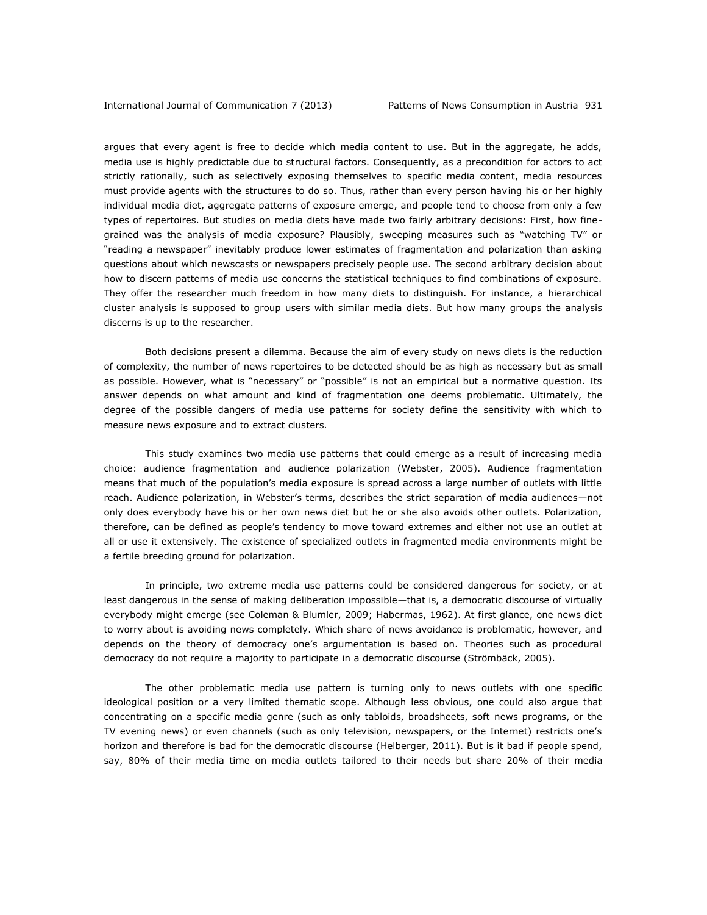argues that every agent is free to decide which media content to use. But in the aggregate, he adds, media use is highly predictable due to structural factors. Consequently, as a precondition for actors to act strictly rationally, such as selectively exposing themselves to specific media content, media resources must provide agents with the structures to do so. Thus, rather than every person having his or her highly individual media diet, aggregate patterns of exposure emerge, and people tend to choose from only a few types of repertoires. But studies on media diets have made two fairly arbitrary decisions: First, how fine-grained was the analysis of media exposure? Plausibly, sweeping measures such as "watching TV" or "reading a newspaper" inevitably produce lower estimates of fragmentation and polarization than asking questions about which newscasts or newspapers precisely people use. The second arbitrary decision about how to discern patterns of media use concerns the statistical techniques to find combinations of exposure. They offer the researcher much freedom in how many diets to distinguish. For instance, a hierarchical cluster analysis is supposed to group users with similar media diets. But how many groups the analysis discerns is up to the researcher.

Both decisions present a dilemma. Because the aim of every study on news diets is the reduction of complexity, the number of news repertoires to be detected should be as high as necessary but as small as possible. However, what is "necessary" or "possible" is not an empirical but a normative question. Its answer depends on what amount and kind of fragmentation one deems problematic. Ultimately, the degree of the possible dangers of media use patterns for society define the sensitivity with which to measure news exposure and to extract clusters.

This study examines two media use patterns that could emerge as a result of increasing media choice: audience fragmentation and audience polarization (Webster, 2005). Audience fragmentation means that much of the population's media exposure is spread across a large number of outlets with little reach. Audience polarization, in Webster's terms, describes the strict separation of media audiences—not only does everybody have his or her own news diet but he or she also avoids other outlets. Polarization, therefore, can be defined as people's tendency to move toward extremes and either not use an outlet at all or use it extensively. The existence of specialized outlets in fragmented media environments might be a fertile breeding ground for polarization.

In principle, two extreme media use patterns could be considered dangerous for society, or at least dangerous in the sense of making deliberation impossible—that is, a democratic discourse of virtually everybody might emerge (see Coleman & Blumler, 2009; Habermas, 1962). At first glance, one news diet to worry about is avoiding news completely. Which share of news avoidance is problematic, however, and depends on the theory of democracy one's argumentation is based on. Theories such as procedural democracy do not require a majority to participate in a democratic discourse (Strömbäck, 2005).

The other problematic media use pattern is turning only to news outlets with one specific ideological position or a very limited thematic scope. Although less obvious, one could also argue that concentrating on a specific media genre (such as only tabloids, broadsheets, soft news programs, or the TV evening news) or even channels (such as only television, newspapers, or the Internet) restricts one's horizon and therefore is bad for the democratic discourse (Helberger, 2011). But is it bad if people spend, say, 80% of their media time on media outlets tailored to their needs but share 20% of their media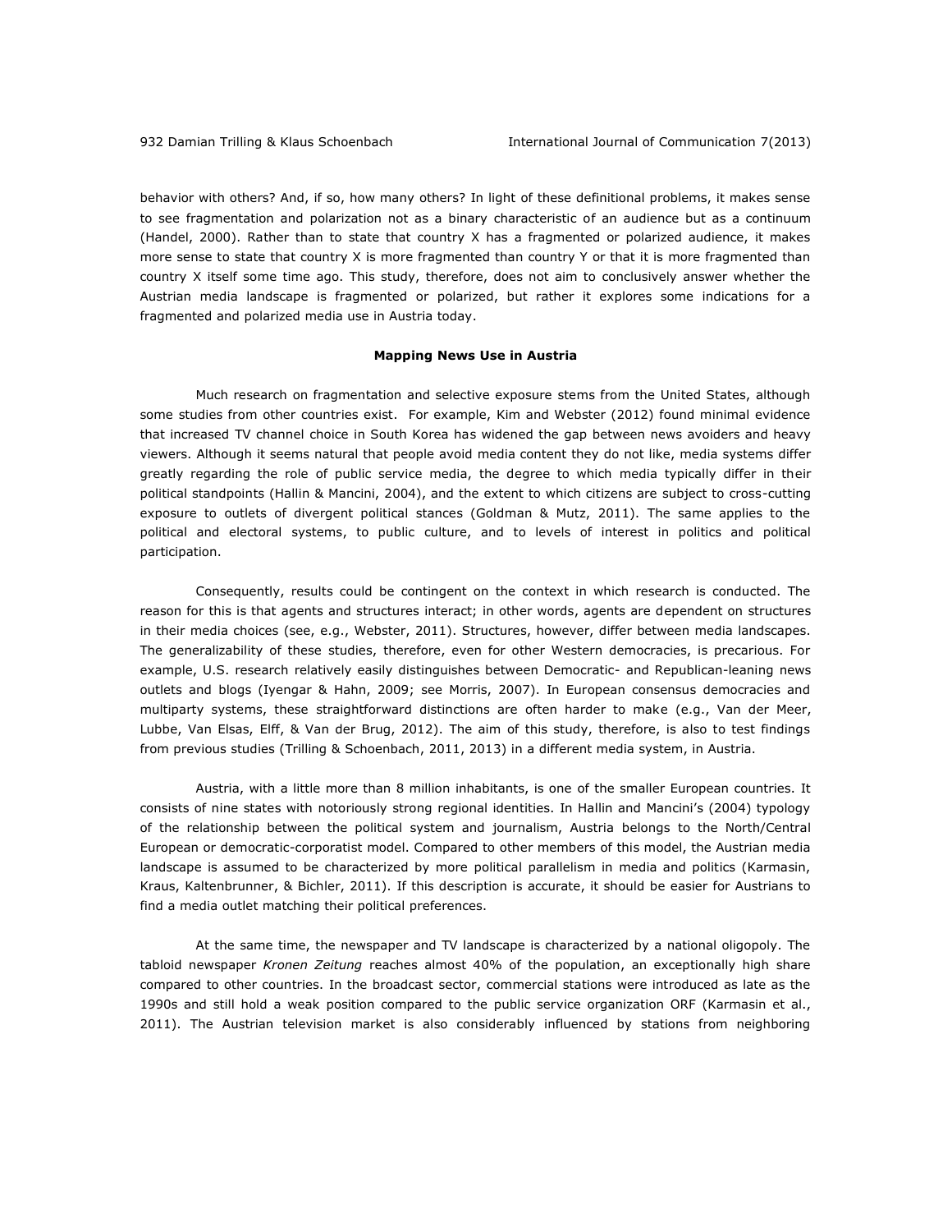behavior with others? And, if so, how many others? In light of these definitional problems, it makes sense to see fragmentation and polarization not as a binary characteristic of an audience but as a continuum (Handel, 2000). Rather than to state that country X has a fragmented or polarized audience, it makes more sense to state that country X is more fragmented than country Y or that it is more fragmented than country X itself some time ago. This study, therefore, does not aim to conclusively answer whether the Austrian media landscape is fragmented or polarized, but rather it explores some indications for a fragmented and polarized media use in Austria today.

## Mapping News Use in Austria

Much research on fragmentation and selective exposure stems from the United States, although some studies from other countries exist. For example, Kim and Webster (2012) found minimal evidence that increased TV channel choice in South Korea has widened the gap between news avoiders and heavy viewers. Although it seems natural that people avoid media content they do not like, media systems differ greatly regarding the role of public service media, the degree to which media typically differ in their political standpoints (Hallin & Mancini, 2004), and the extent to which citizens are subject to cross-cutting exposure to outlets of divergent political stances (Goldman & Mutz, 2011). The same applies to the political and electoral systems, to public culture, and to levels of interest in politics and political participation.

Consequently, results could be contingent on the context in which research is conducted. The reason for this is that agents and structures interact; in other words, agents are dependent on structures in their media choices (see, e.g., Webster, 2011). Structures, however, differ between media landscapes. The generalizability of these studies, therefore, even for other Western democracies, is precarious. For example, U.S. research relatively easily distinguishes between Democratic- and Republican-leaning news outlets and blogs (Iyengar & Hahn, 2009; see Morris, 2007). In European consensus democracies and multiparty systems, these straightforward distinctions are often harder to make (e.g., Van der Meer, Lubbe, Van Elsas, Elff, & Van der Brug, 2012). The aim of this study, therefore, is also to test findings from previous studies (Trilling & Schoenbach, 2011, 2013) in a different media system, in Austria.

Austria, with a little more than 8 million inhabitants, is one of the smaller European countries. It consists of nine states with notoriously strong regional identities. In Hallin and Mancini's (2004) typology of the relationship between the political system and journalism, Austria belongs to the North/Central European or democratic-corporatist model. Compared to other members of this model, the Austrian media landscape is assumed to be characterized by more political parallelism in media and politics (Karmasin, Kraus, Kaltenbrunner, & Bichler, 2011). If this description is accurate, it should be easier for Austrians to find a media outlet matching their political preferences.

At the same time, the newspaper and TV landscape is characterized by a national oligopoly. The tabloid newspaper *Kronen Zeitung* reaches almost 40% of the population, an exceptionally high share compared to other countries. In the broadcast sector, commercial stations were introduced as late as the 1990s and still hold a weak position compared to the public service organization ORF (Karmasin et al., 2011). The Austrian television market is also considerably influenced by stations from neighboring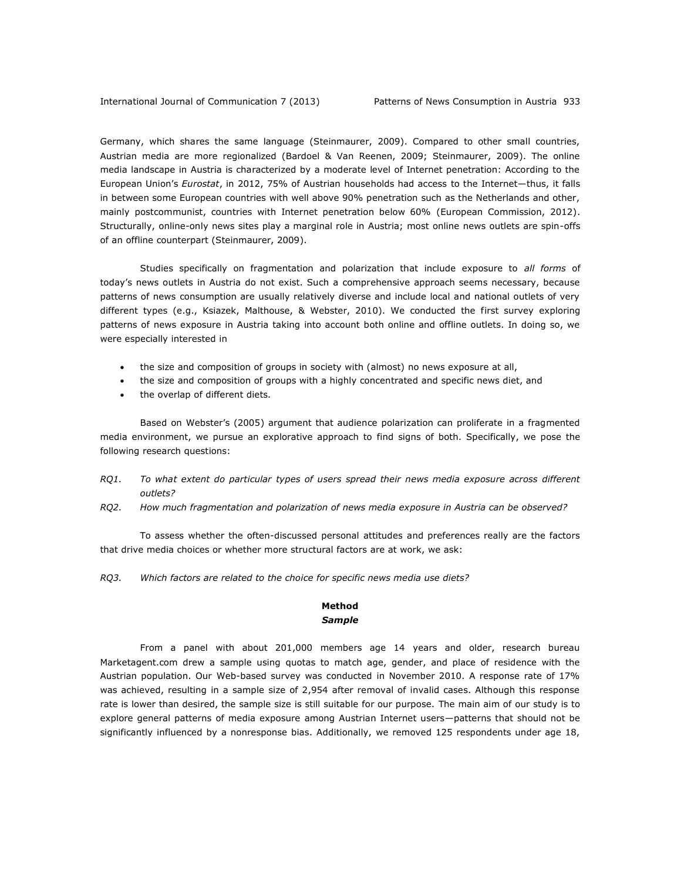Germany, which shares the same language (Steinmaurer, 2009). Compared to other small countries, Austrian media are more regionalized (Bardoel & Van Reenen, 2009; Steinmaurer, 2009). The online media landscape in Austria is characterized by a moderate level of Internet penetration: According to the European Union's *Eurostat*, in 2012, 75% of Austrian households had access to the Internet—thus, it falls in between some European countries with well above 90% penetration such as the Netherlands and other, mainly postcommunist, countries with Internet penetration below 60% (European Commission, 2012). Structurally, online-only news sites play a marginal role in Austria; most online news outlets are spin-offs of an offline counterpart (Steinmaurer, 2009).

Studies specifically on fragmentation and polarization that include exposure to *all forms* of today's news outlets in Austria do not exist. Such a comprehensive approach seems necessary, because patterns of news consumption are usually relatively diverse and include local and national outlets of very different types (e.g., Ksiazek, Malthouse, & Webster, 2010). We conducted the first survey exploring patterns of news exposure in Austria taking into account both online and offline outlets. In doing so, we were especially interested in

- the size and composition of groups in society with (almost) no news exposure at all,
- the size and composition of groups with a highly concentrated and specific news diet, and
- the overlap of different diets.

Based on Webster's (2005) argument that audience polarization can proliferate in a fragmented media environment, we pursue an explorative approach to find signs of both. Specifically, we pose the following research questions:

*RQ1. To what extent do particular types of users spread their news media exposure across different outlets?*

*RQ2. How much fragmentation and polarization of news media exposure in Austria can be observed?*

To assess whether the often-discussed personal attitudes and preferences really are the factors that drive media choices or whether more structural factors are at work, we ask:

*RQ3. Which factors are related to the choice for specific news media use diets?*

## Method

### *Sample*

From a panel with about 201,000 members age 14 years and older, research bureau Marketagent.com drew a sample using quotas to match age, gender, and place of residence with the Austrian population. Our Web-based survey was conducted in November 2010. A response rate of 17% was achieved, resulting in a sample size of 2,954 after removal of invalid cases. Although this response rate is lower than desired, the sample size is still suitable for our purpose. The main aim of our study is to explore general patterns of media exposure among Austrian Internet users—patterns that should not be significantly influenced by a nonresponse bias. Additionally, we removed 125 respondents under age 18,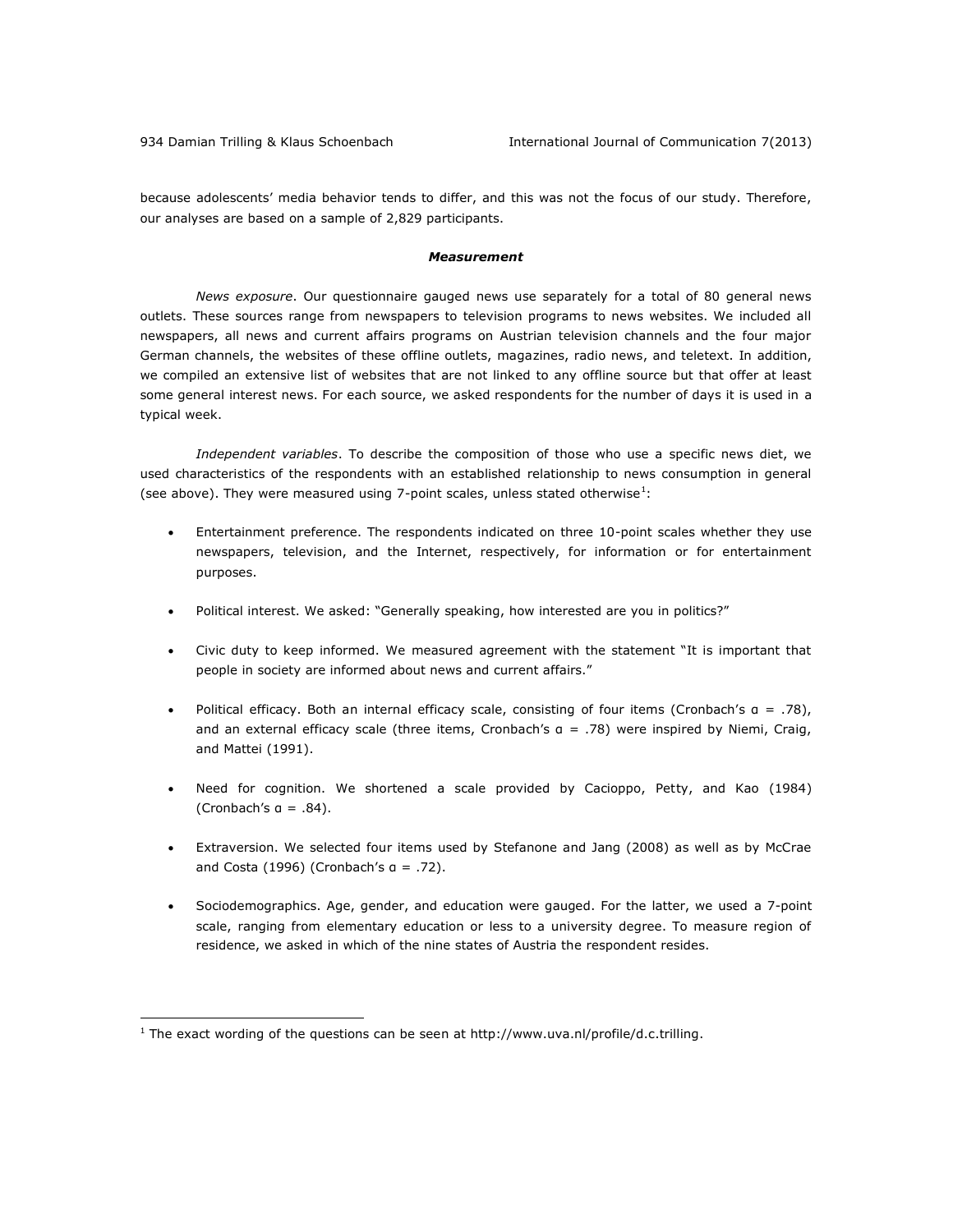because adolescents' media behavior tends to differ, and this was not the focus of our study. Therefore, our analyses are based on a sample of 2,829 participants.

### *Measurement*

*News exposure*. Our questionnaire gauged news use separately for a total of 80 general news outlets. These sources range from newspapers to television programs to news websites. We included all newspapers, all news and current affairs programs on Austrian television channels and the four major German channels, the websites of these offline outlets, magazines, radio news, and teletext. In addition, we compiled an extensive list of websites that are not linked to any offline source but that offer at least some general interest news. For each source, we asked respondents for the number of days it is used in a typical week.

*Independent variables*. To describe the composition of those who use a specific news diet, we used characteristics of the respondents with an established relationship to news consumption in general (see above). They were measured using 7-point scales, unless stated otherwise[1]:

- Entertainment preference. The respondents indicated on three 10-point scales whether they use newspapers, television, and the Internet, respectively, for information or for entertainment purposes.

- Political interest. We asked: "Generally speaking, how interested are you in politics?"

- Civic duty to keep informed. We measured agreement with the statement "It is important that people in society are informed about news and current affairs."

- Political efficacy. Both an internal efficacy scale, consisting of four items (Cronbach's α = .78), and an external efficacy scale (three items, Cronbach's α = .78) were inspired by Niemi, Craig, and Mattei (1991).

- Need for cognition. We shortened a scale provided by Cacioppo, Petty, and Kao (1984) (Cronbach's α = .84).

- Extraversion. We selected four items used by Stefanone and Jang (2008) as well as by McCrae and Costa (1996) (Cronbach's α = .72).

- Sociodemographics. Age, gender, and education were gauged. For the latter, we used a 7-point scale, ranging from elementary education or less to a university degree. To measure region of residence, we asked in which of the nine states of Austria the respondent resides.

---

[1] The exact wording of the questions can be seen at http://www.uva.nl/profile/d.c.trilling.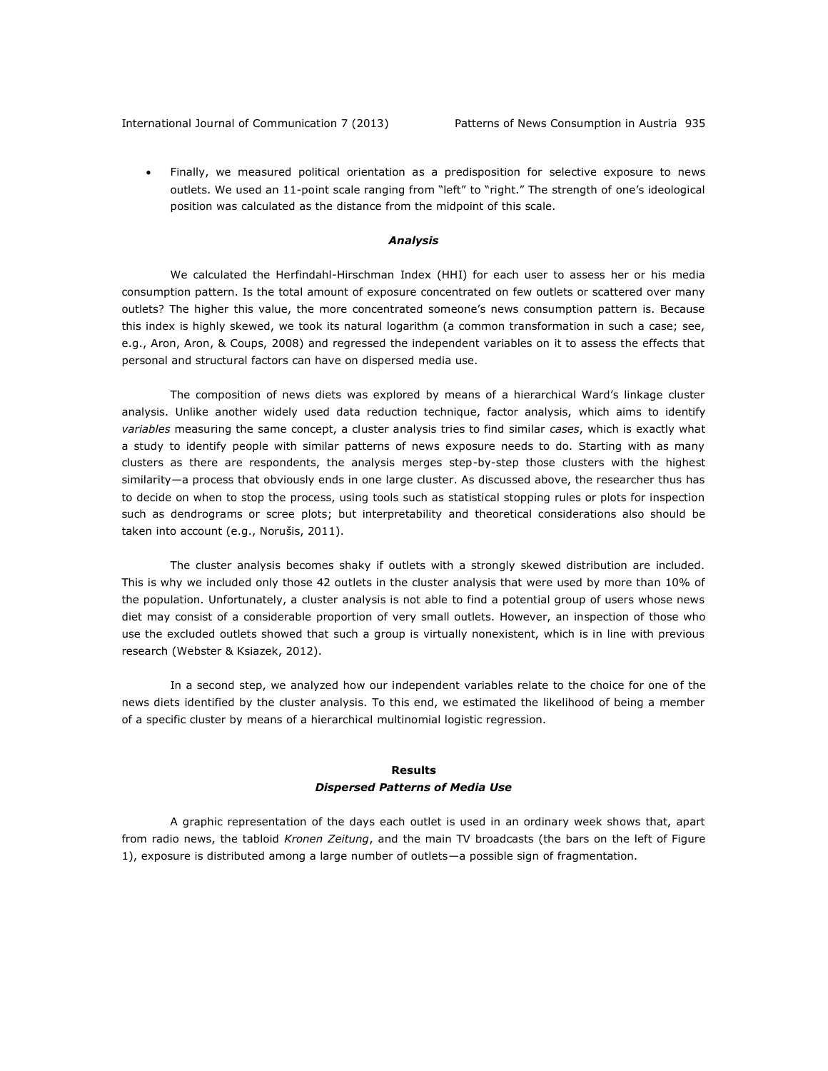- Finally, we measured political orientation as a predisposition for selective exposure to news outlets. We used an 11-point scale ranging from "left" to "right." The strength of one's ideological position was calculated as the distance from the midpoint of this scale.

### *Analysis*

We calculated the Herfindahl-Hirschman Index (HHI) for each user to assess her or his media consumption pattern. Is the total amount of exposure concentrated on few outlets or scattered over many outlets? The higher this value, the more concentrated someone's news consumption pattern is. Because this index is highly skewed, we took its natural logarithm (a common transformation in such a case; see, e.g., Aron, Aron, & Coups, 2008) and regressed the independent variables on it to assess the effects that personal and structural factors can have on dispersed media use.

The composition of news diets was explored by means of a hierarchical Ward's linkage cluster analysis. Unlike another widely used data reduction technique, factor analysis, which aims to identify *variables* measuring the same concept, a cluster analysis tries to find similar *cases*, which is exactly what a study to identify people with similar patterns of news exposure needs to do. Starting with as many clusters as there are respondents, the analysis merges step-by-step those clusters with the highest similarity—a process that obviously ends in one large cluster. As discussed above, the researcher thus has to decide on when to stop the process, using tools such as statistical stopping rules or plots for inspection such as dendrograms or scree plots; but interpretability and theoretical considerations also should be taken into account (e.g., Norušis, 2011).

The cluster analysis becomes shaky if outlets with a strongly skewed distribution are included. This is why we included only those 42 outlets in the cluster analysis that were used by more than 10% of the population. Unfortunately, a cluster analysis is not able to find a potential group of users whose news diet may consist of a considerable proportion of very small outlets. However, an inspection of those who use the excluded outlets showed that such a group is virtually nonexistent, which is in line with previous research (Webster & Ksiazek, 2012).

In a second step, we analyzed how our independent variables relate to the choice for one of the news diets identified by the cluster analysis. To this end, we estimated the likelihood of being a member of a specific cluster by means of a hierarchical multinomial logistic regression.

## Results

### *Dispersed Patterns of Media Use*

A graphic representation of the days each outlet is used in an ordinary week shows that, apart from radio news, the tabloid *Kronen Zeitung*, and the main TV broadcasts (the bars on the left of Figure 1), exposure is distributed among a large number of outlets—a possible sign of fragmentation.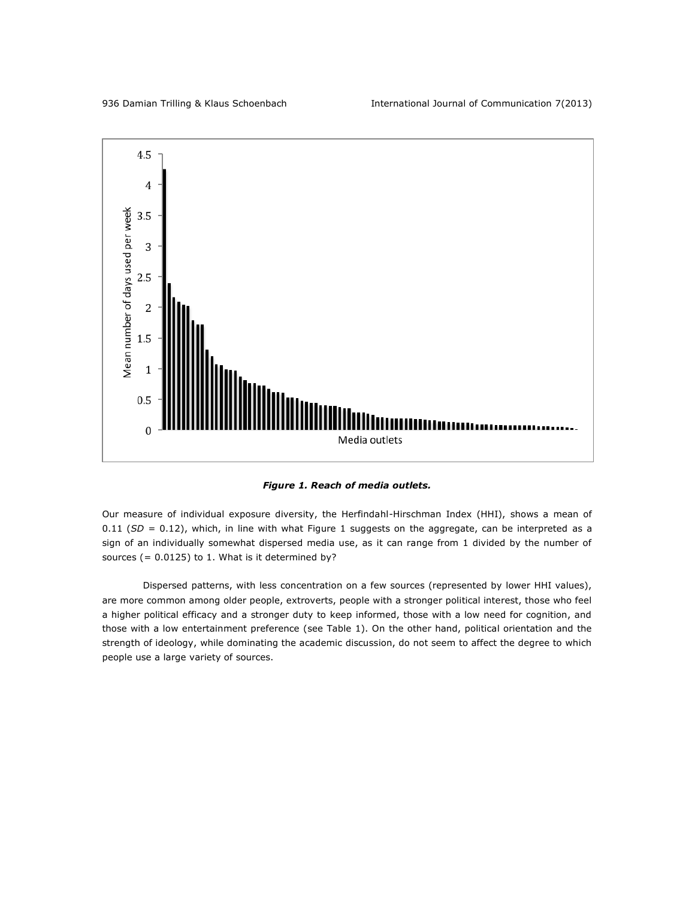*Figure 1. Reach of media outlets.*

Our measure of individual exposure diversity, the Herfindahl-Hirschman Index (HHI), shows a mean of 0.11 (*SD* = 0.12), which, in line with what Figure 1 suggests on the aggregate, can be interpreted as a sign of an individually somewhat dispersed media use, as it can range from 1 divided by the number of sources (= 0.0125) to 1. What is it determined by?

Dispersed patterns, with less concentration on a few sources (represented by lower HHI values), are more common among older people, extroverts, people with a stronger political interest, those who feel a higher political efficacy and a stronger duty to keep informed, those with a low need for cognition, and those with a low entertainment preference (see Table 1). On the other hand, political orientation and the strength of ideology, while dominating the academic discussion, do not seem to affect the degree to which people use a large variety of sources.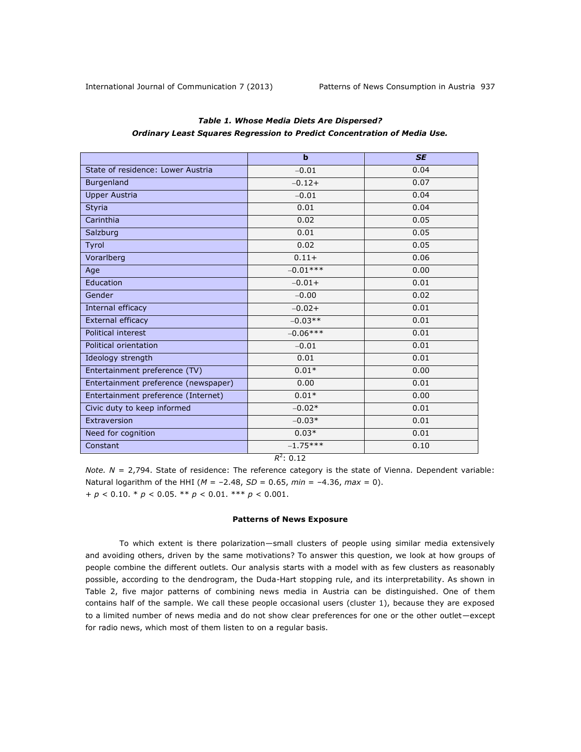***Table 1. Whose Media Diets Are Dispersed?***
***Ordinary Least Squares Regression to Predict Concentration of Media Use.***

| | b | *SE* |
|---|---|---|
| State of residence: Lower Austria | −0.01 | 0.04 |
| Burgenland | −0.12+ | 0.07 |
| Upper Austria | −0.01 | 0.04 |
| Styria | 0.01 | 0.04 |
| Carinthia | 0.02 | 0.05 |
| Salzburg | 0.01 | 0.05 |
| Tyrol | 0.02 | 0.05 |
| Vorarlberg | 0.11+ | 0.06 |
| Age | −0.01*** | 0.00 |
| Education | −0.01+ | 0.01 |
| Gender | −0.00 | 0.02 |
| Internal efficacy | −0.02+ | 0.01 |
| External efficacy | −0.03** | 0.01 |
| Political interest | −0.06*** | 0.01 |
| Political orientation | −0.01 | 0.01 |
| Ideology strength | 0.01 | 0.01 |
| Entertainment preference (TV) | 0.01* | 0.00 |
| Entertainment preference (newspaper) | 0.00 | 0.01 |
| Entertainment preference (Internet) | 0.01* | 0.00 |
| Civic duty to keep informed | −0.02* | 0.01 |
| Extraversion | −0.03* | 0.01 |
| Need for cognition | 0.03* | 0.01 |
| Constant | −1.75*** | 0.10 |

$R^2$: 0.12

*Note. N* = 2,794. State of residence: The reference category is the state of Vienna. Dependent variable: Natural logarithm of the HHI (*M* = −2.48, *SD* = 0.65, *min* = −4.36, *max* = 0).
+ $p < 0.10$. * $p < 0.05$. ** $p < 0.01$. *** $p < 0.001$.

### Patterns of News Exposure

To which extent is there polarization—small clusters of people using similar media extensively and avoiding others, driven by the same motivations? To answer this question, we look at how groups of people combine the different outlets. Our analysis starts with a model with as few clusters as reasonably possible, according to the dendrogram, the Duda-Hart stopping rule, and its interpretability. As shown in Table 2, five major patterns of combining news media in Austria can be distinguished. One of them contains half of the sample. We call these people occasional users (cluster 1), because they are exposed to a limited number of news media and do not show clear preferences for one or the other outlet—except for radio news, which most of them listen to on a regular basis.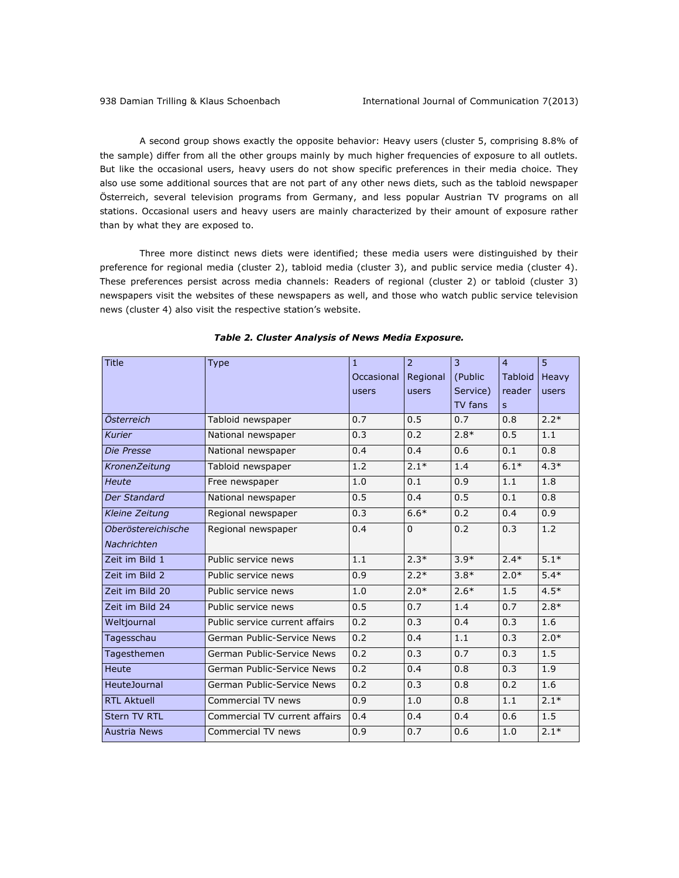A second group shows exactly the opposite behavior: Heavy users (cluster 5, comprising 8.8% of the sample) differ from all the other groups mainly by much higher frequencies of exposure to all outlets. But like the occasional users, heavy users do not show specific preferences in their media choice. They also use some additional sources that are not part of any other news diets, such as the tabloid newspaper Österreich, several television programs from Germany, and less popular Austrian TV programs on all stations. Occasional users and heavy users are mainly characterized by their amount of exposure rather than by what they are exposed to.

Three more distinct news diets were identified; these media users were distinguished by their preference for regional media (cluster 2), tabloid media (cluster 3), and public service media (cluster 4). These preferences persist across media channels: Readers of regional (cluster 2) or tabloid (cluster 3) newspapers visit the websites of these newspapers as well, and those who watch public service television news (cluster 4) also visit the respective station's website.

***Table 2. Cluster Analysis of News Media Exposure.***

| Title | Type | 1 Occasional users | 2 Regional users | 3 (Public Service) TV fans | 4 Tabloid readers | 5 Heavy users |
|---|---|---|---|---|---|---|
| *Österreich* | Tabloid newspaper | 0.7 | 0.5 | 0.7 | 0.8 | 2.2* |
| *Kurier* | National newspaper | 0.3 | 0.2 | 2.8* | 0.5 | 1.1 |
| *Die Presse* | National newspaper | 0.4 | 0.4 | 0.6 | 0.1 | 0.8 |
| *KronenZeitung* | Tabloid newspaper | 1.2 | 2.1* | 1.4 | 6.1* | 4.3* |
| *Heute* | Free newspaper | 1.0 | 0.1 | 0.9 | 1.1 | 1.8 |
| *Der Standard* | National newspaper | 0.5 | 0.4 | 0.5 | 0.1 | 0.8 |
| *Kleine Zeitung* | Regional newspaper | 0.3 | 6.6* | 0.2 | 0.4 | 0.9 |
| *Oberöstereichische Nachrichten* | Regional newspaper | 0.4 | 0 | 0.2 | 0.3 | 1.2 |
| Zeit im Bild 1 | Public service news | 1.1 | 2.3* | 3.9* | 2.4* | 5.1* |
| Zeit im Bild 2 | Public service news | 0.9 | 2.2* | 3.8* | 2.0* | 5.4* |
| Zeit im Bild 20 | Public service news | 1.0 | 2.0* | 2.6* | 1.5 | 4.5* |
| Zeit im Bild 24 | Public service news | 0.5 | 0.7 | 1.4 | 0.7 | 2.8* |
| Weltjournal | Public service current affairs | 0.2 | 0.3 | 0.4 | 0.3 | 1.6 |
| Tagesschau | German Public-Service News | 0.2 | 0.4 | 1.1 | 0.3 | 2.0* |
| Tagesthemen | German Public-Service News | 0.2 | 0.3 | 0.7 | 0.3 | 1.5 |
| Heute | German Public-Service News | 0.2 | 0.4 | 0.8 | 0.3 | 1.9 |
| HeuteJournal | German Public-Service News | 0.2 | 0.3 | 0.8 | 0.2 | 1.6 |
| RTL Aktuell | Commercial TV news | 0.9 | 1.0 | 0.8 | 1.1 | 2.1* |
| Stern TV RTL | Commercial TV current affairs | 0.4 | 0.4 | 0.4 | 0.6 | 1.5 |
| Austria News | Commercial TV news | 0.9 | 0.7 | 0.6 | 1.0 | 2.1* |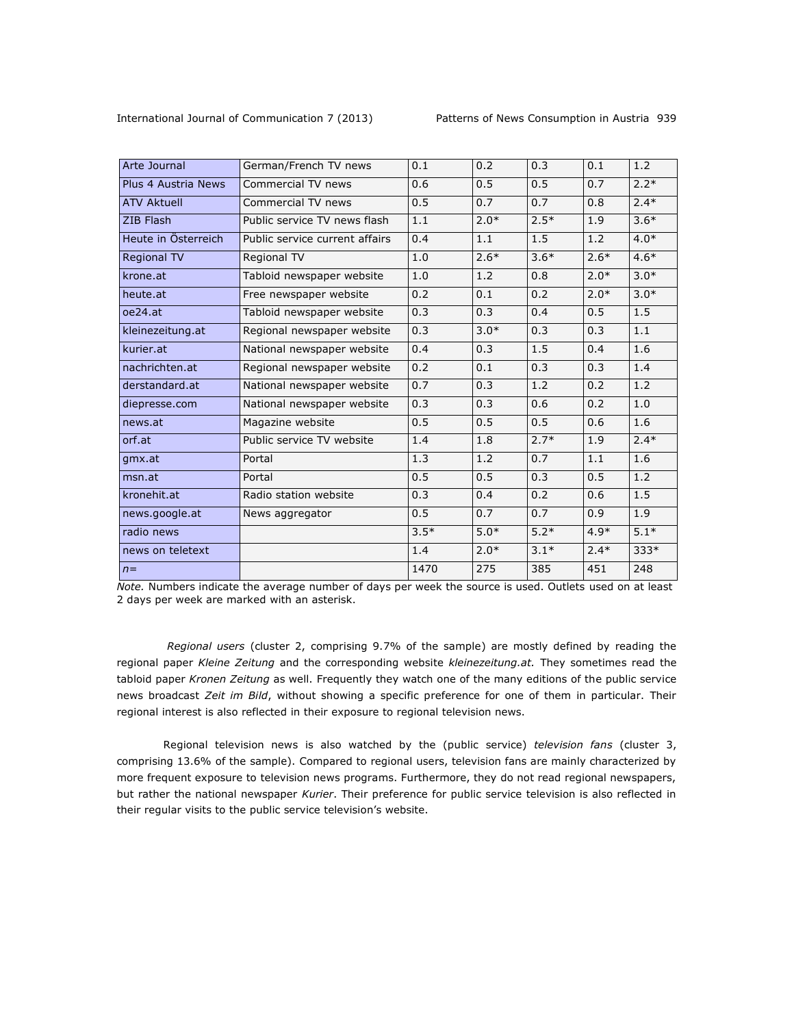| Arte Journal | German/French TV news | 0.1 | 0.2 | 0.3 | 0.1 | 1.2 |
|---|---|---|---|---|---|---|
| Plus 4 Austria News | Commercial TV news | 0.6 | 0.5 | 0.5 | 0.7 | 2.2* |
| ATV Aktuell | Commercial TV news | 0.5 | 0.7 | 0.7 | 0.8 | 2.4* |
| ZIB Flash | Public service TV news flash | 1.1 | 2.0* | 2.5* | 1.9 | 3.6* |
| Heute in Österreich | Public service current affairs | 0.4 | 1.1 | 1.5 | 1.2 | 4.0* |
| Regional TV | Regional TV | 1.0 | 2.6* | 3.6* | 2.6* | 4.6* |
| krone.at | Tabloid newspaper website | 1.0 | 1.2 | 0.8 | 2.0* | 3.0* |
| heute.at | Free newspaper website | 0.2 | 0.1 | 0.2 | 2.0* | 3.0* |
| oe24.at | Tabloid newspaper website | 0.3 | 0.3 | 0.4 | 0.5 | 1.5 |
| kleinezeitung.at | Regional newspaper website | 0.3 | 3.0* | 0.3 | 0.3 | 1.1 |
| kurier.at | National newspaper website | 0.4 | 0.3 | 1.5 | 0.4 | 1.6 |
| nachrichten.at | Regional newspaper website | 0.2 | 0.1 | 0.3 | 0.3 | 1.4 |
| derstandard.at | National newspaper website | 0.7 | 0.3 | 1.2 | 0.2 | 1.2 |
| diepresse.com | National newspaper website | 0.3 | 0.3 | 0.6 | 0.2 | 1.0 |
| news.at | Magazine website | 0.5 | 0.5 | 0.5 | 0.6 | 1.6 |
| orf.at | Public service TV website | 1.4 | 1.8 | 2.7* | 1.9 | 2.4* |
| gmx.at | Portal | 1.3 | 1.2 | 0.7 | 1.1 | 1.6 |
| msn.at | Portal | 0.5 | 0.5 | 0.3 | 0.5 | 1.2 |
| kronehit.at | Radio station website | 0.3 | 0.4 | 0.2 | 0.6 | 1.5 |
| news.google.at | News aggregator | 0.5 | 0.7 | 0.7 | 0.9 | 1.9 |
| radio news | | 3.5* | 5.0* | 5.2* | 4.9* | 5.1* |
| news on teletext | | 1.4 | 2.0* | 3.1* | 2.4* | 333* |
| *n*= | | 1470 | 275 | 385 | 451 | 248 |

*Note.* Numbers indicate the average number of days per week the source is used. Outlets used on at least 2 days per week are marked with an asterisk.

*Regional users* (cluster 2, comprising 9.7% of the sample) are mostly defined by reading the regional paper *Kleine Zeitung* and the corresponding website *kleinezeitung.at*. They sometimes read the tabloid paper *Kronen Zeitung* as well. Frequently they watch one of the many editions of the public service news broadcast *Zeit im Bild*, without showing a specific preference for one of them in particular. Their regional interest is also reflected in their exposure to regional television news.

Regional television news is also watched by the (public service) *television fans* (cluster 3, comprising 13.6% of the sample). Compared to regional users, television fans are mainly characterized by more frequent exposure to television news programs. Furthermore, they do not read regional newspapers, but rather the national newspaper *Kurier*. Their preference for public service television is also reflected in their regular visits to the public service television's website.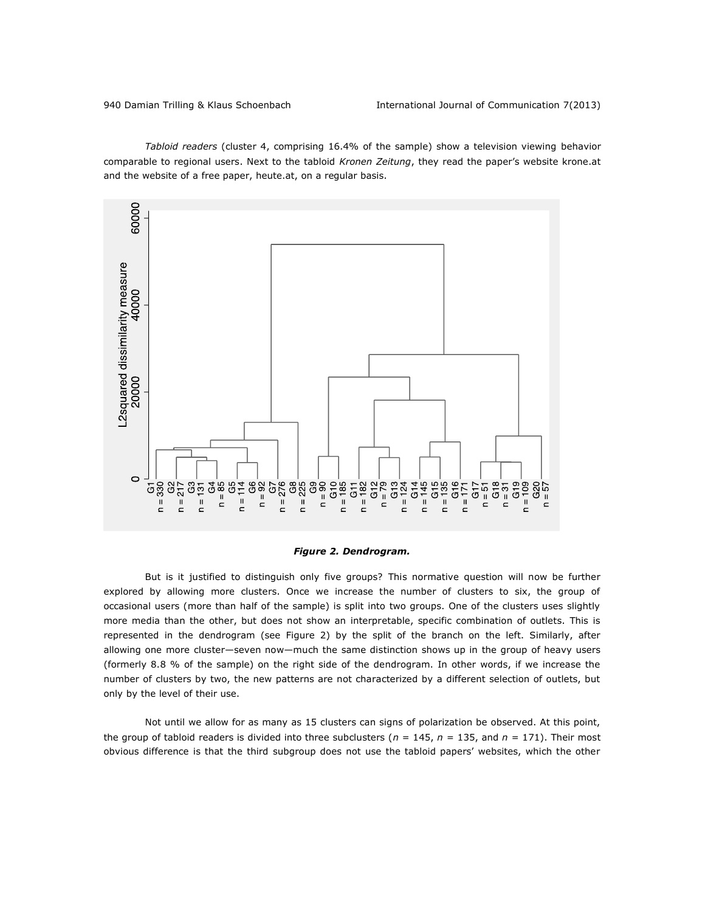*Tabloid readers* (cluster 4, comprising 16.4% of the sample) show a television viewing behavior comparable to regional users. Next to the tabloid *Kronen Zeitung*, they read the paper's website krone.at and the website of a free paper, heute.at, on a regular basis.

***Figure 2. Dendrogram.***

But is it justified to distinguish only five groups? This normative question will now be further explored by allowing more clusters. Once we increase the number of clusters to six, the group of occasional users (more than half of the sample) is split into two groups. One of the clusters uses slightly more media than the other, but does not show an interpretable, specific combination of outlets. This is represented in the dendrogram (see Figure 2) by the split of the branch on the left. Similarly, after allowing one more cluster—seven now—much the same distinction shows up in the group of heavy users (formerly 8.8 % of the sample) on the right side of the dendrogram. In other words, if we increase the number of clusters by two, the new patterns are not characterized by a different selection of outlets, but only by the level of their use.

Not until we allow for as many as 15 clusters can signs of polarization be observed. At this point, the group of tabloid readers is divided into three subclusters ($n$ = 145, $n$ = 135, and $n$ = 171). Their most obvious difference is that the third subgroup does not use the tabloid papers' websites, which the other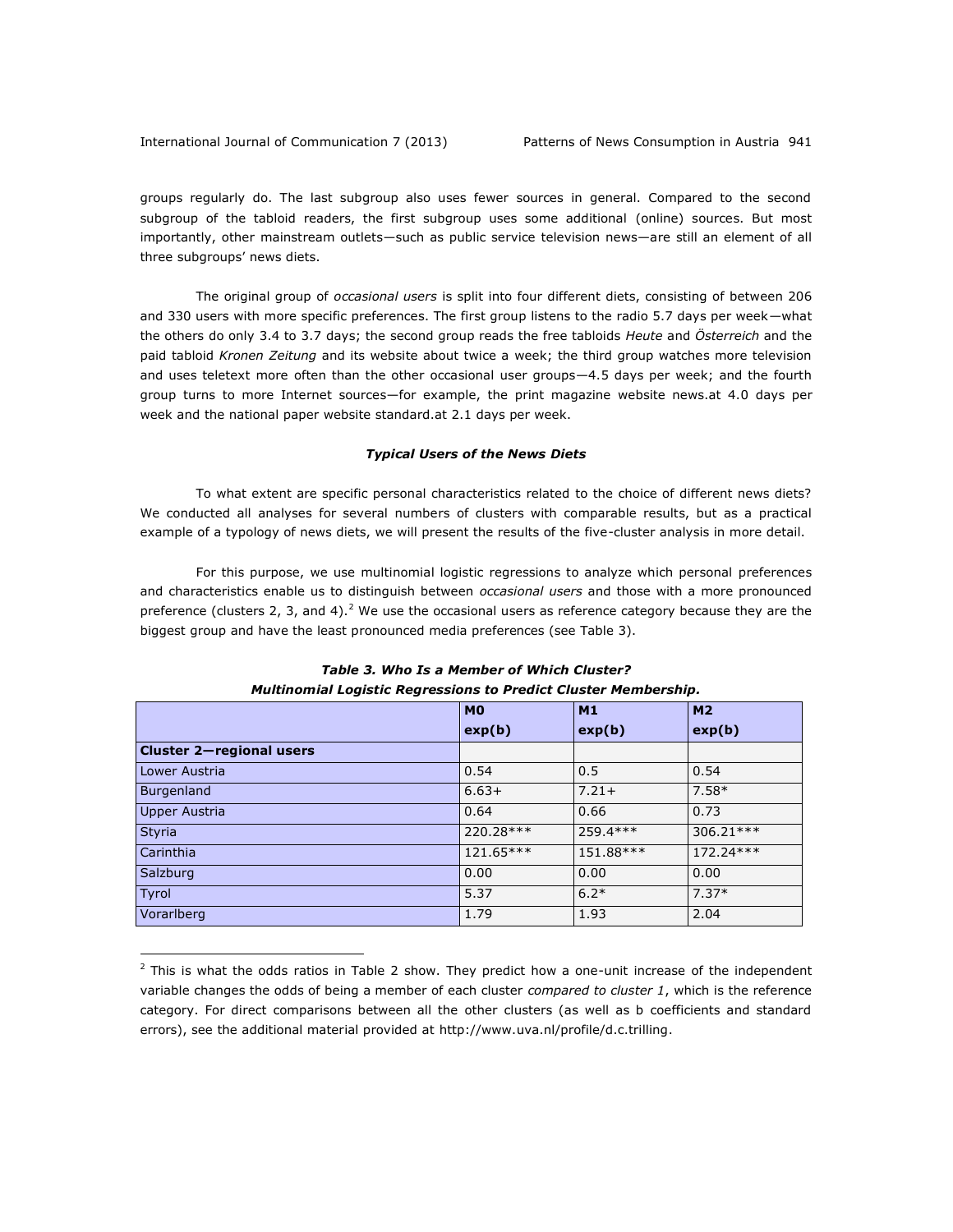groups regularly do. The last subgroup also uses fewer sources in general. Compared to the second subgroup of the tabloid readers, the first subgroup uses some additional (online) sources. But most importantly, other mainstream outlets—such as public service television news—are still an element of all three subgroups' news diets.

The original group of *occasional users* is split into four different diets, consisting of between 206 and 330 users with more specific preferences. The first group listens to the radio 5.7 days per week—what the others do only 3.4 to 3.7 days; the second group reads the free tabloids *Heute* and *Österreich* and the paid tabloid *Kronen Zeitung* and its website about twice a week; the third group watches more television and uses teletext more often than the other occasional user groups—4.5 days per week; and the fourth group turns to more Internet sources—for example, the print magazine website news.at 4.0 days per week and the national paper website standard.at 2.1 days per week.

### *Typical Users of the News Diets*

To what extent are specific personal characteristics related to the choice of different news diets? We conducted all analyses for several numbers of clusters with comparable results, but as a practical example of a typology of news diets, we will present the results of the five-cluster analysis in more detail.

For this purpose, we use multinomial logistic regressions to analyze which personal preferences and characteristics enable us to distinguish between *occasional users* and those with a more pronounced preference (clusters 2, 3, and 4).[2] We use the occasional users as reference category because they are the biggest group and have the least pronounced media preferences (see Table 3).

***Table 3. Who Is a Member of Which Cluster?***
***Multinomial Logistic Regressions to Predict Cluster Membership.***

| | **M0** **exp(b)** | **M1** **exp(b)** | **M2** **exp(b)** |
|---|---|---|---|
| **Cluster 2—regional users** | | | |
| Lower Austria | 0.54 | 0.5 | 0.54 |
| Burgenland | 6.63+ | 7.21+ | 7.58* |
| Upper Austria | 0.64 | 0.66 | 0.73 |
| Styria | 220.28*** | 259.4*** | 306.21*** |
| Carinthia | 121.65*** | 151.88*** | 172.24*** |
| Salzburg | 0.00 | 0.00 | 0.00 |
| Tyrol | 5.37 | 6.2* | 7.37* |
| Vorarlberg | 1.79 | 1.93 | 2.04 |

[2] This is what the odds ratios in Table 2 show. They predict how a one-unit increase of the independent variable changes the odds of being a member of each cluster *compared to cluster 1*, which is the reference category. For direct comparisons between all the other clusters (as well as b coefficients and standard errors), see the additional material provided at http://www.uva.nl/profile/d.c.trilling.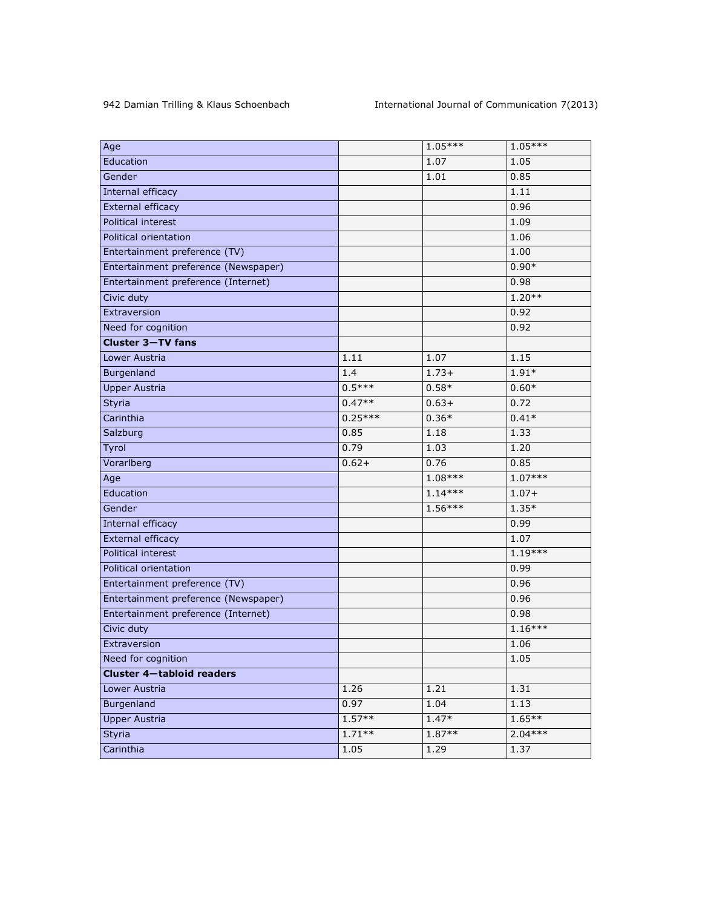| | | | |
|---|---|---|---|
| Age | | 1.05*** | 1.05*** |
| Education | | 1.07 | 1.05 |
| Gender | | 1.01 | 0.85 |
| Internal efficacy | | | 1.11 |
| External efficacy | | | 0.96 |
| Political interest | | | 1.09 |
| Political orientation | | | 1.06 |
| Entertainment preference (TV) | | | 1.00 |
| Entertainment preference (Newspaper) | | | 0.90* |
| Entertainment preference (Internet) | | | 0.98 |
| Civic duty | | | 1.20** |
| Extraversion | | | 0.92 |
| Need for cognition | | | 0.92 |
| **Cluster 3—TV fans** | | | |
| Lower Austria | 1.11 | 1.07 | 1.15 |
| Burgenland | 1.4 | 1.73+ | 1.91* |
| Upper Austria | 0.5*** | 0.58* | 0.60* |
| Styria | 0.47** | 0.63+ | 0.72 |
| Carinthia | 0.25*** | 0.36* | 0.41* |
| Salzburg | 0.85 | 1.18 | 1.33 |
| Tyrol | 0.79 | 1.03 | 1.20 |
| Vorarlberg | 0.62+ | 0.76 | 0.85 |
| Age | | 1.08*** | 1.07*** |
| Education | | 1.14*** | 1.07+ |
| Gender | | 1.56*** | 1.35* |
| Internal efficacy | | | 0.99 |
| External efficacy | | | 1.07 |
| Political interest | | | 1.19*** |
| Political orientation | | | 0.99 |
| Entertainment preference (TV) | | | 0.96 |
| Entertainment preference (Newspaper) | | | 0.96 |
| Entertainment preference (Internet) | | | 0.98 |
| Civic duty | | | 1.16*** |
| Extraversion | | | 1.06 |
| Need for cognition | | | 1.05 |
| **Cluster 4—tabloid readers** | | | |
| Lower Austria | 1.26 | 1.21 | 1.31 |
| Burgenland | 0.97 | 1.04 | 1.13 |
| Upper Austria | 1.57** | 1.47* | 1.65** |
| Styria | 1.71** | 1.87** | 2.04*** |
| Carinthia | 1.05 | 1.29 | 1.37 |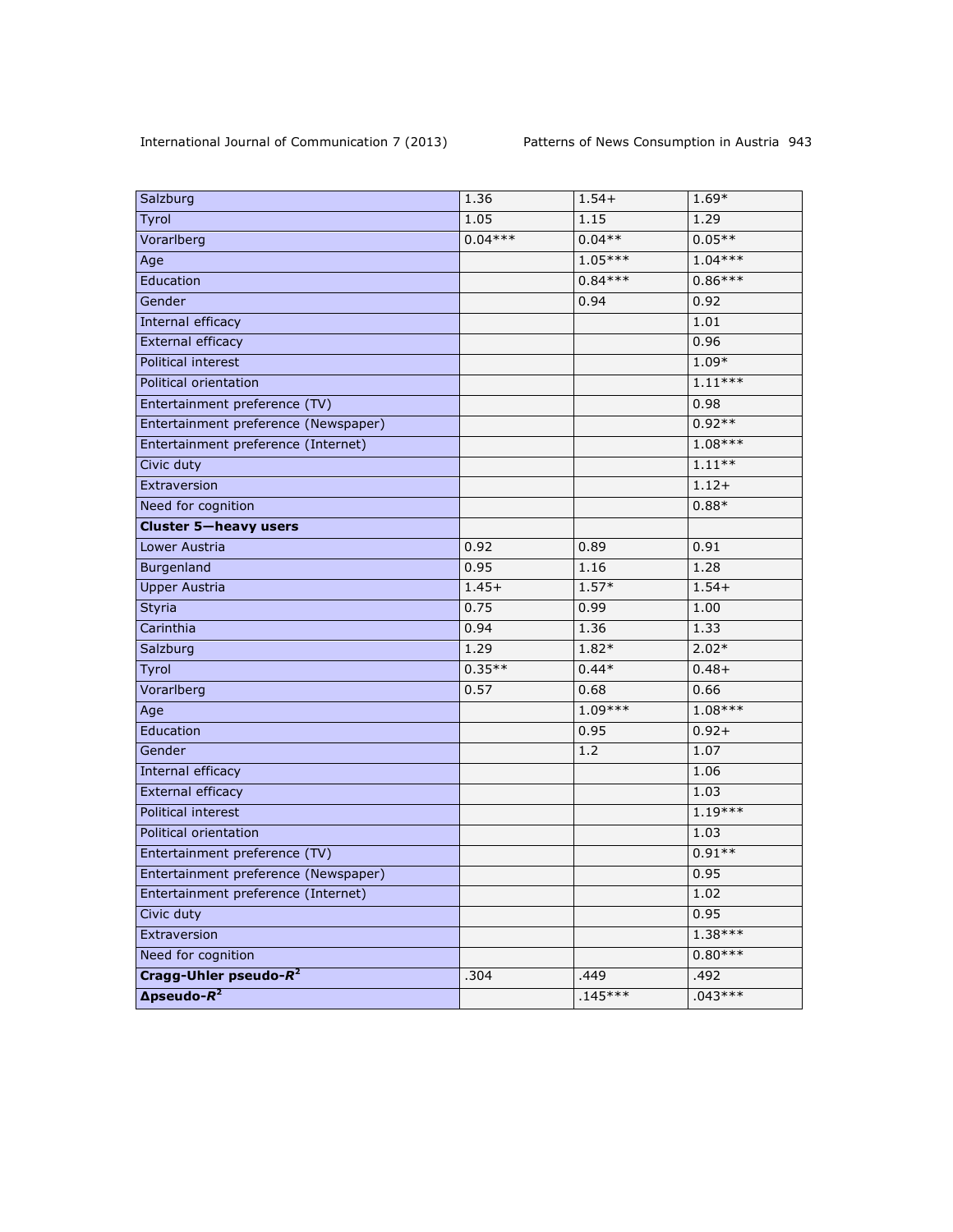| | | | |
|---|---|---|---|
| Salzburg | 1.36 | 1.54+ | 1.69* |
| Tyrol | 1.05 | 1.15 | 1.29 |
| Vorarlberg | 0.04*** | 0.04** | 0.05** |
| Age | | 1.05*** | 1.04*** |
| Education | | 0.84*** | 0.86*** |
| Gender | | 0.94 | 0.92 |
| Internal efficacy | | | 1.01 |
| External efficacy | | | 0.96 |
| Political interest | | | 1.09* |
| Political orientation | | | 1.11*** |
| Entertainment preference (TV) | | | 0.98 |
| Entertainment preference (Newspaper) | | | 0.92** |
| Entertainment preference (Internet) | | | 1.08*** |
| Civic duty | | | 1.11** |
| Extraversion | | | 1.12+ |
| Need for cognition | | | 0.88* |
| **Cluster 5—heavy users** | | | |
| Lower Austria | 0.92 | 0.89 | 0.91 |
| Burgenland | 0.95 | 1.16 | 1.28 |
| Upper Austria | 1.45+ | 1.57* | 1.54+ |
| Styria | 0.75 | 0.99 | 1.00 |
| Carinthia | 0.94 | 1.36 | 1.33 |
| Salzburg | 1.29 | 1.82* | 2.02* |
| Tyrol | 0.35** | 0.44* | 0.48+ |
| Vorarlberg | 0.57 | 0.68 | 0.66 |
| Age | | 1.09*** | 1.08*** |
| Education | | 0.95 | 0.92+ |
| Gender | | 1.2 | 1.07 |
| Internal efficacy | | | 1.06 |
| External efficacy | | | 1.03 |
| Political interest | | | 1.19*** |
| Political orientation | | | 1.03 |
| Entertainment preference (TV) | | | 0.91** |
| Entertainment preference (Newspaper) | | | 0.95 |
| Entertainment preference (Internet) | | | 1.02 |
| Civic duty | | | 0.95 |
| Extraversion | | | 1.38*** |
| Need for cognition | | | 0.80*** |
| **Cragg-Uhler pseudo-$R^2$** | .304 | .449 | .492 |
| **Δpseudo-$R^2$** | | .145*** | .043*** |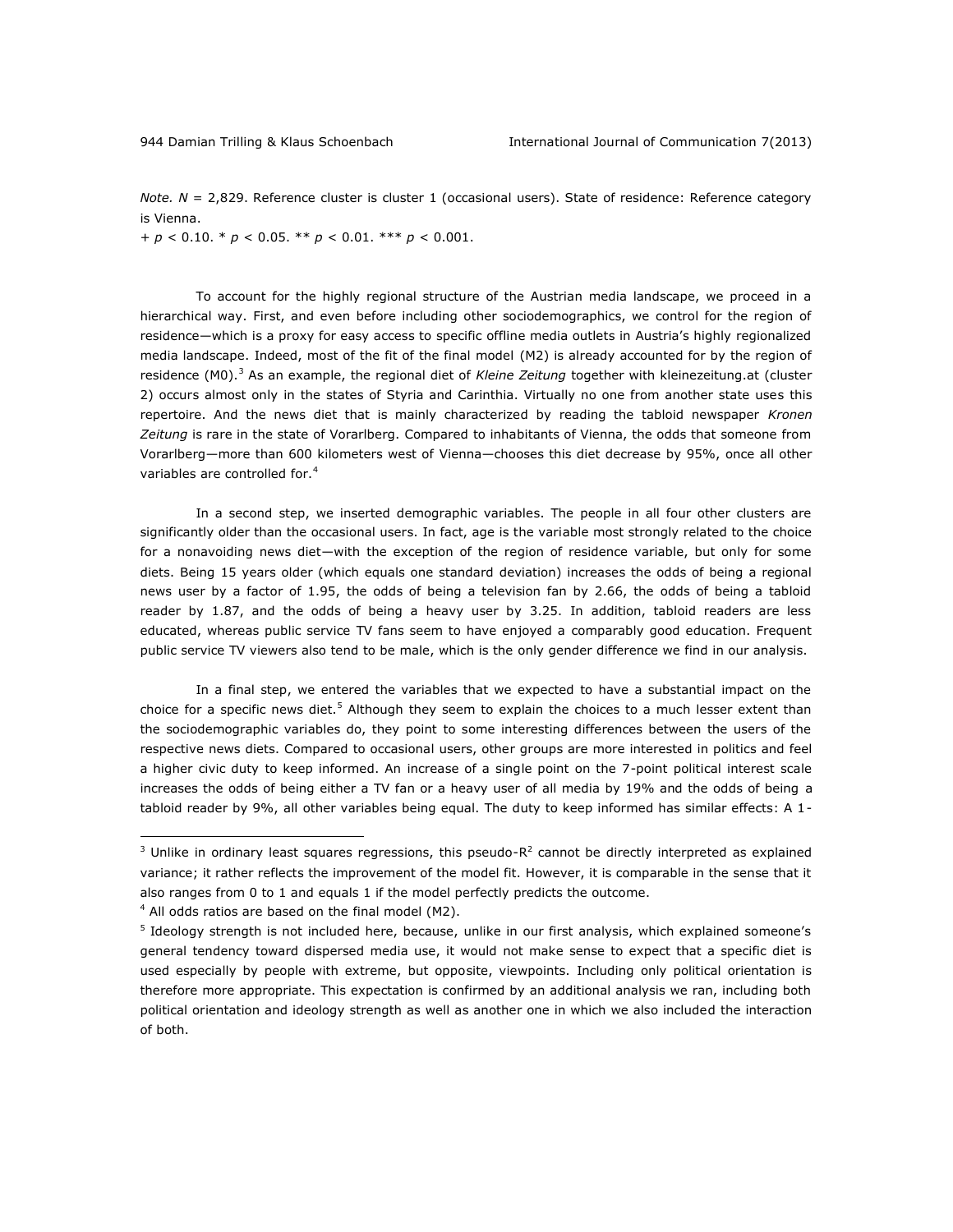*Note.* $N$ = 2,829. Reference cluster is cluster 1 (occasional users). State of residence: Reference category is Vienna.

+ $p < 0.10$. * $p < 0.05$. ** $p < 0.01$. *** $p < 0.001$.

To account for the highly regional structure of the Austrian media landscape, we proceed in a hierarchical way. First, and even before including other sociodemographics, we control for the region of residence—which is a proxy for easy access to specific offline media outlets in Austria's highly regionalized media landscape. Indeed, most of the fit of the final model (M2) is already accounted for by the region of residence (M0).[3] As an example, the regional diet of *Kleine Zeitung* together with kleinezeitung.at (cluster 2) occurs almost only in the states of Styria and Carinthia. Virtually no one from another state uses this repertoire. And the news diet that is mainly characterized by reading the tabloid newspaper *Kronen Zeitung* is rare in the state of Vorarlberg. Compared to inhabitants of Vienna, the odds that someone from Vorarlberg—more than 600 kilometers west of Vienna—chooses this diet decrease by 95%, once all other variables are controlled for.[4]

In a second step, we inserted demographic variables. The people in all four other clusters are significantly older than the occasional users. In fact, age is the variable most strongly related to the choice for a nonavoiding news diet—with the exception of the region of residence variable, but only for some diets. Being 15 years older (which equals one standard deviation) increases the odds of being a regional news user by a factor of 1.95, the odds of being a television fan by 2.66, the odds of being a tabloid reader by 1.87, and the odds of being a heavy user by 3.25. In addition, tabloid readers are less educated, whereas public service TV fans seem to have enjoyed a comparably good education. Frequent public service TV viewers also tend to be male, which is the only gender difference we find in our analysis.

In a final step, we entered the variables that we expected to have a substantial impact on the choice for a specific news diet.[5] Although they seem to explain the choices to a much lesser extent than the sociodemographic variables do, they point to some interesting differences between the users of the respective news diets. Compared to occasional users, other groups are more interested in politics and feel a higher civic duty to keep informed. An increase of a single point on the 7-point political interest scale increases the odds of being either a TV fan or a heavy user of all media by 19% and the odds of being a tabloid reader by 9%, all other variables being equal. The duty to keep informed has similar effects: A 1-

---

[3] Unlike in ordinary least squares regressions, this pseudo-$R^2$ cannot be directly interpreted as explained variance; it rather reflects the improvement of the model fit. However, it is comparable in the sense that it also ranges from 0 to 1 and equals 1 if the model perfectly predicts the outcome.

[4] All odds ratios are based on the final model (M2).

[5] Ideology strength is not included here, because, unlike in our first analysis, which explained someone's general tendency toward dispersed media use, it would not make sense to expect that a specific diet is used especially by people with extreme, but opposite, viewpoints. Including only political orientation is therefore more appropriate. This expectation is confirmed by an additional analysis we ran, including both political orientation and ideology strength as well as another one in which we also included the interaction of both.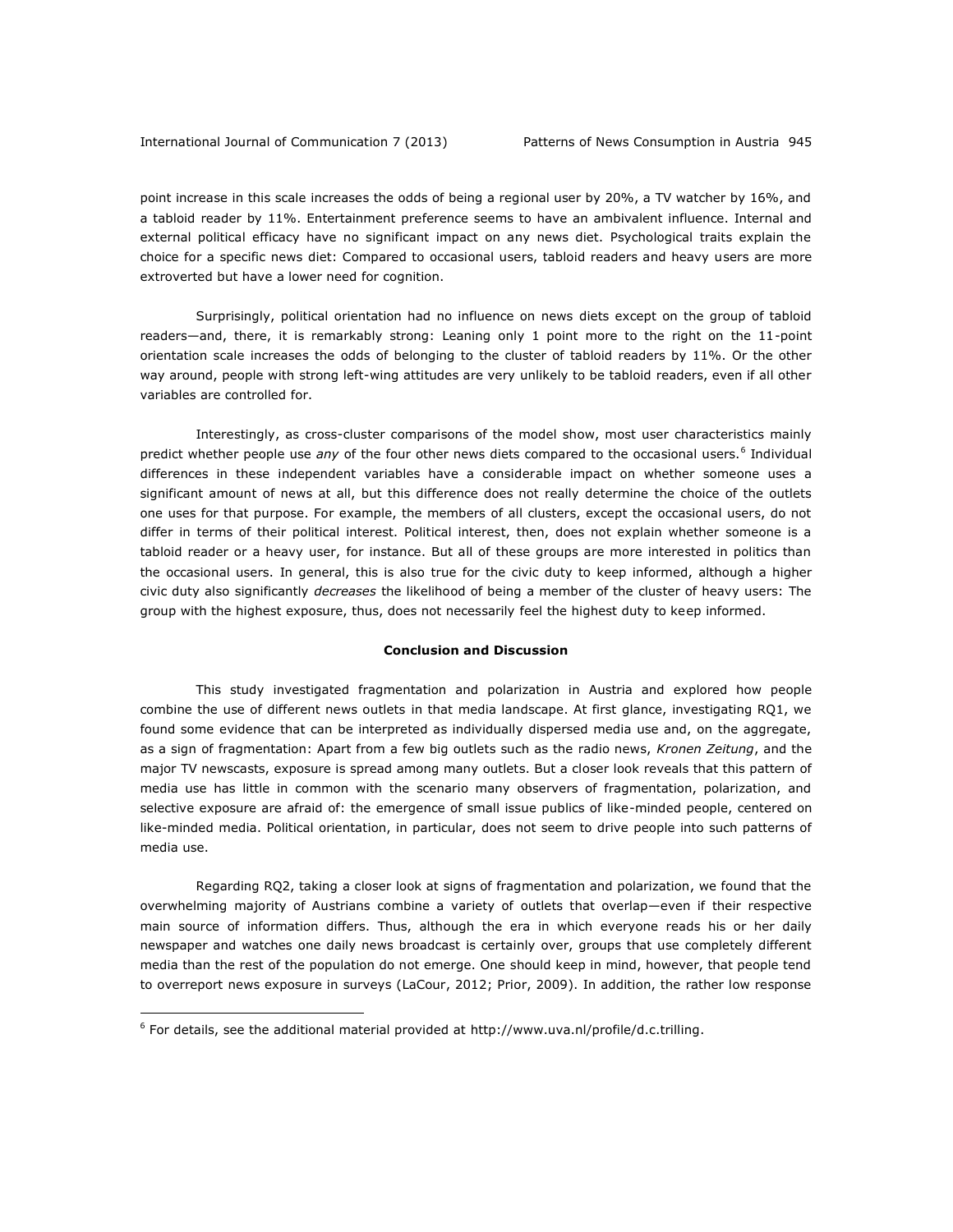point increase in this scale increases the odds of being a regional user by 20%, a TV watcher by 16%, and a tabloid reader by 11%. Entertainment preference seems to have an ambivalent influence. Internal and external political efficacy have no significant impact on any news diet. Psychological traits explain the choice for a specific news diet: Compared to occasional users, tabloid readers and heavy users are more extroverted but have a lower need for cognition.

Surprisingly, political orientation had no influence on news diets except on the group of tabloid readers—and, there, it is remarkably strong: Leaning only 1 point more to the right on the 11-point orientation scale increases the odds of belonging to the cluster of tabloid readers by 11%. Or the other way around, people with strong left-wing attitudes are very unlikely to be tabloid readers, even if all other variables are controlled for.

Interestingly, as cross-cluster comparisons of the model show, most user characteristics mainly predict whether people use *any* of the four other news diets compared to the occasional users.[6] Individual differences in these independent variables have a considerable impact on whether someone uses a significant amount of news at all, but this difference does not really determine the choice of the outlets one uses for that purpose. For example, the members of all clusters, except the occasional users, do not differ in terms of their political interest. Political interest, then, does not explain whether someone is a tabloid reader or a heavy user, for instance. But all of these groups are more interested in politics than the occasional users. In general, this is also true for the civic duty to keep informed, although a higher civic duty also significantly *decreases* the likelihood of being a member of the cluster of heavy users: The group with the highest exposure, thus, does not necessarily feel the highest duty to keep informed.

## Conclusion and Discussion

This study investigated fragmentation and polarization in Austria and explored how people combine the use of different news outlets in that media landscape. At first glance, investigating RQ1, we found some evidence that can be interpreted as individually dispersed media use and, on the aggregate, as a sign of fragmentation: Apart from a few big outlets such as the radio news, *Kronen Zeitung*, and the major TV newscasts, exposure is spread among many outlets. But a closer look reveals that this pattern of media use has little in common with the scenario many observers of fragmentation, polarization, and selective exposure are afraid of: the emergence of small issue publics of like-minded people, centered on like-minded media. Political orientation, in particular, does not seem to drive people into such patterns of media use.

Regarding RQ2, taking a closer look at signs of fragmentation and polarization, we found that the overwhelming majority of Austrians combine a variety of outlets that overlap—even if their respective main source of information differs. Thus, although the era in which everyone reads his or her daily newspaper and watches one daily news broadcast is certainly over, groups that use completely different media than the rest of the population do not emerge. One should keep in mind, however, that people tend to overreport news exposure in surveys (LaCour, 2012; Prior, 2009). In addition, the rather low response

[6] For details, see the additional material provided at http://www.uva.nl/profile/d.c.trilling.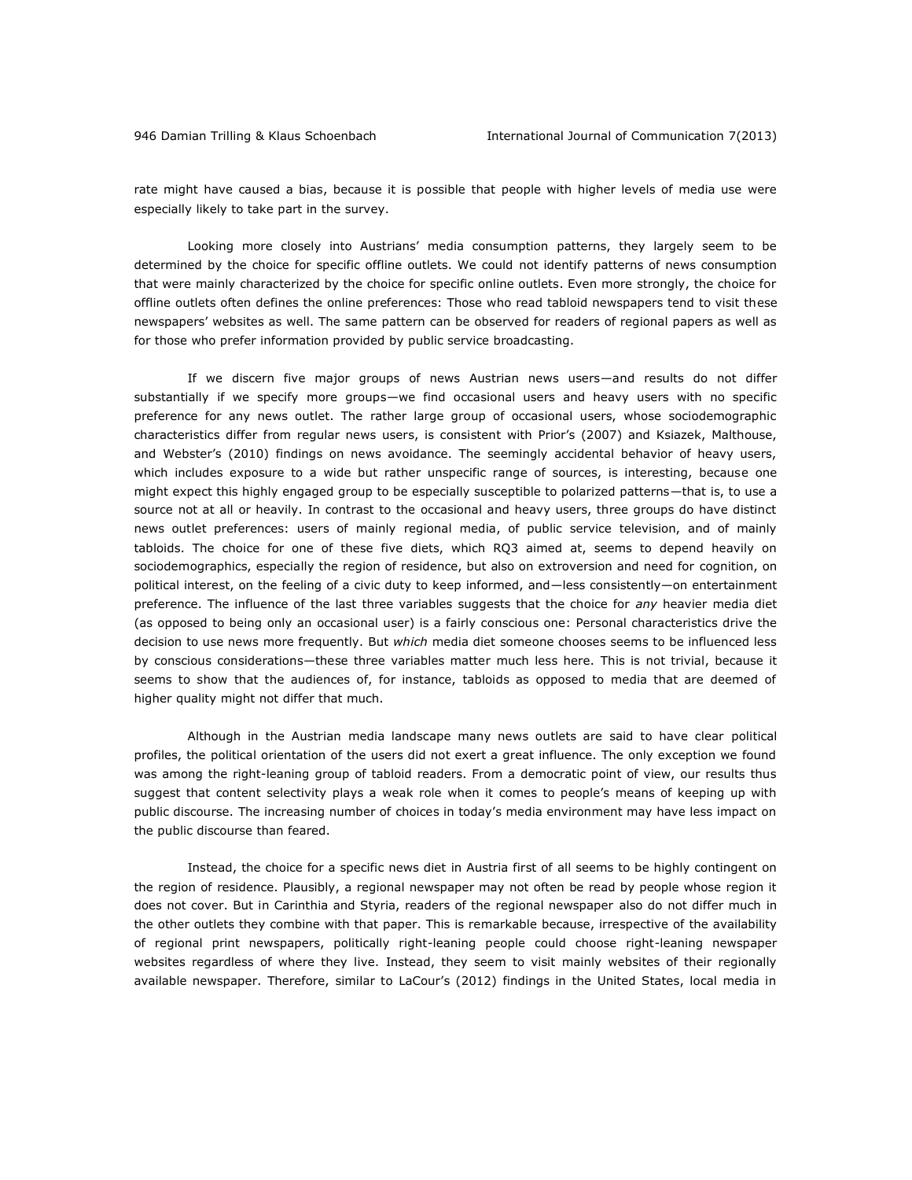rate might have caused a bias, because it is possible that people with higher levels of media use were especially likely to take part in the survey.

Looking more closely into Austrians' media consumption patterns, they largely seem to be determined by the choice for specific offline outlets. We could not identify patterns of news consumption that were mainly characterized by the choice for specific online outlets. Even more strongly, the choice for offline outlets often defines the online preferences: Those who read tabloid newspapers tend to visit these newspapers' websites as well. The same pattern can be observed for readers of regional papers as well as for those who prefer information provided by public service broadcasting.

If we discern five major groups of news Austrian news users—and results do not differ substantially if we specify more groups—we find occasional users and heavy users with no specific preference for any news outlet. The rather large group of occasional users, whose sociodemographic characteristics differ from regular news users, is consistent with Prior's (2007) and Ksiazek, Malthouse, and Webster's (2010) findings on news avoidance. The seemingly accidental behavior of heavy users, which includes exposure to a wide but rather unspecific range of sources, is interesting, because one might expect this highly engaged group to be especially susceptible to polarized patterns—that is, to use a source not at all or heavily. In contrast to the occasional and heavy users, three groups do have distinct news outlet preferences: users of mainly regional media, of public service television, and of mainly tabloids. The choice for one of these five diets, which RQ3 aimed at, seems to depend heavily on sociodemographics, especially the region of residence, but also on extroversion and need for cognition, on political interest, on the feeling of a civic duty to keep informed, and—less consistently—on entertainment preference. The influence of the last three variables suggests that the choice for *any* heavier media diet (as opposed to being only an occasional user) is a fairly conscious one: Personal characteristics drive the decision to use news more frequently. But *which* media diet someone chooses seems to be influenced less by conscious considerations—these three variables matter much less here. This is not trivial, because it seems to show that the audiences of, for instance, tabloids as opposed to media that are deemed of higher quality might not differ that much.

Although in the Austrian media landscape many news outlets are said to have clear political profiles, the political orientation of the users did not exert a great influence. The only exception we found was among the right-leaning group of tabloid readers. From a democratic point of view, our results thus suggest that content selectivity plays a weak role when it comes to people's means of keeping up with public discourse. The increasing number of choices in today's media environment may have less impact on the public discourse than feared.

Instead, the choice for a specific news diet in Austria first of all seems to be highly contingent on the region of residence. Plausibly, a regional newspaper may not often be read by people whose region it does not cover. But in Carinthia and Styria, readers of the regional newspaper also do not differ much in the other outlets they combine with that paper. This is remarkable because, irrespective of the availability of regional print newspapers, politically right-leaning people could choose right-leaning newspaper websites regardless of where they live. Instead, they seem to visit mainly websites of their regionally available newspaper. Therefore, similar to LaCour's (2012) findings in the United States, local media in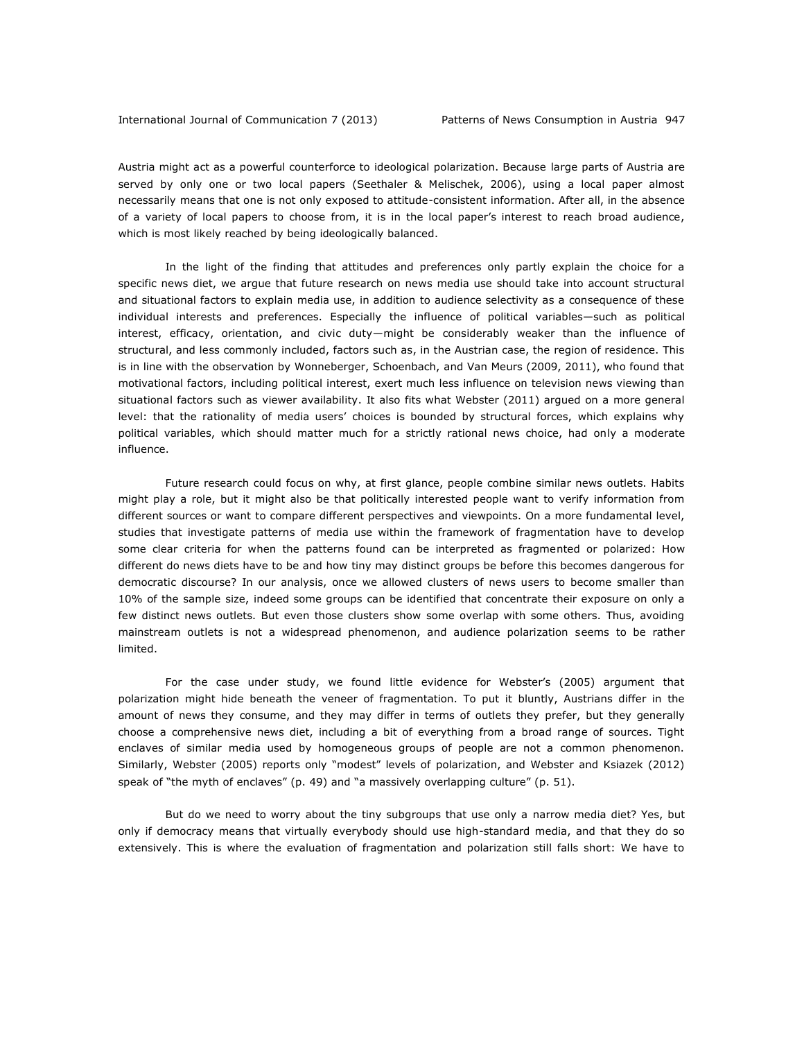Austria might act as a powerful counterforce to ideological polarization. Because large parts of Austria are served by only one or two local papers (Seethaler & Melischek, 2006), using a local paper almost necessarily means that one is not only exposed to attitude-consistent information. After all, in the absence of a variety of local papers to choose from, it is in the local paper's interest to reach broad audience, which is most likely reached by being ideologically balanced.

In the light of the finding that attitudes and preferences only partly explain the choice for a specific news diet, we argue that future research on news media use should take into account structural and situational factors to explain media use, in addition to audience selectivity as a consequence of these individual interests and preferences. Especially the influence of political variables—such as political interest, efficacy, orientation, and civic duty—might be considerably weaker than the influence of structural, and less commonly included, factors such as, in the Austrian case, the region of residence. This is in line with the observation by Wonneberger, Schoenbach, and Van Meurs (2009, 2011), who found that motivational factors, including political interest, exert much less influence on television news viewing than situational factors such as viewer availability. It also fits what Webster (2011) argued on a more general level: that the rationality of media users' choices is bounded by structural forces, which explains why political variables, which should matter much for a strictly rational news choice, had only a moderate influence.

Future research could focus on why, at first glance, people combine similar news outlets. Habits might play a role, but it might also be that politically interested people want to verify information from different sources or want to compare different perspectives and viewpoints. On a more fundamental level, studies that investigate patterns of media use within the framework of fragmentation have to develop some clear criteria for when the patterns found can be interpreted as fragmented or polarized: How different do news diets have to be and how tiny may distinct groups be before this becomes dangerous for democratic discourse? In our analysis, once we allowed clusters of news users to become smaller than 10% of the sample size, indeed some groups can be identified that concentrate their exposure on only a few distinct news outlets. But even those clusters show some overlap with some others. Thus, avoiding mainstream outlets is not a widespread phenomenon, and audience polarization seems to be rather limited.

For the case under study, we found little evidence for Webster's (2005) argument that polarization might hide beneath the veneer of fragmentation. To put it bluntly, Austrians differ in the amount of news they consume, and they may differ in terms of outlets they prefer, but they generally choose a comprehensive news diet, including a bit of everything from a broad range of sources. Tight enclaves of similar media used by homogeneous groups of people are not a common phenomenon. Similarly, Webster (2005) reports only "modest" levels of polarization, and Webster and Ksiazek (2012) speak of "the myth of enclaves" (p. 49) and "a massively overlapping culture" (p. 51).

But do we need to worry about the tiny subgroups that use only a narrow media diet? Yes, but only if democracy means that virtually everybody should use high-standard media, and that they do so extensively. This is where the evaluation of fragmentation and polarization still falls short: We have to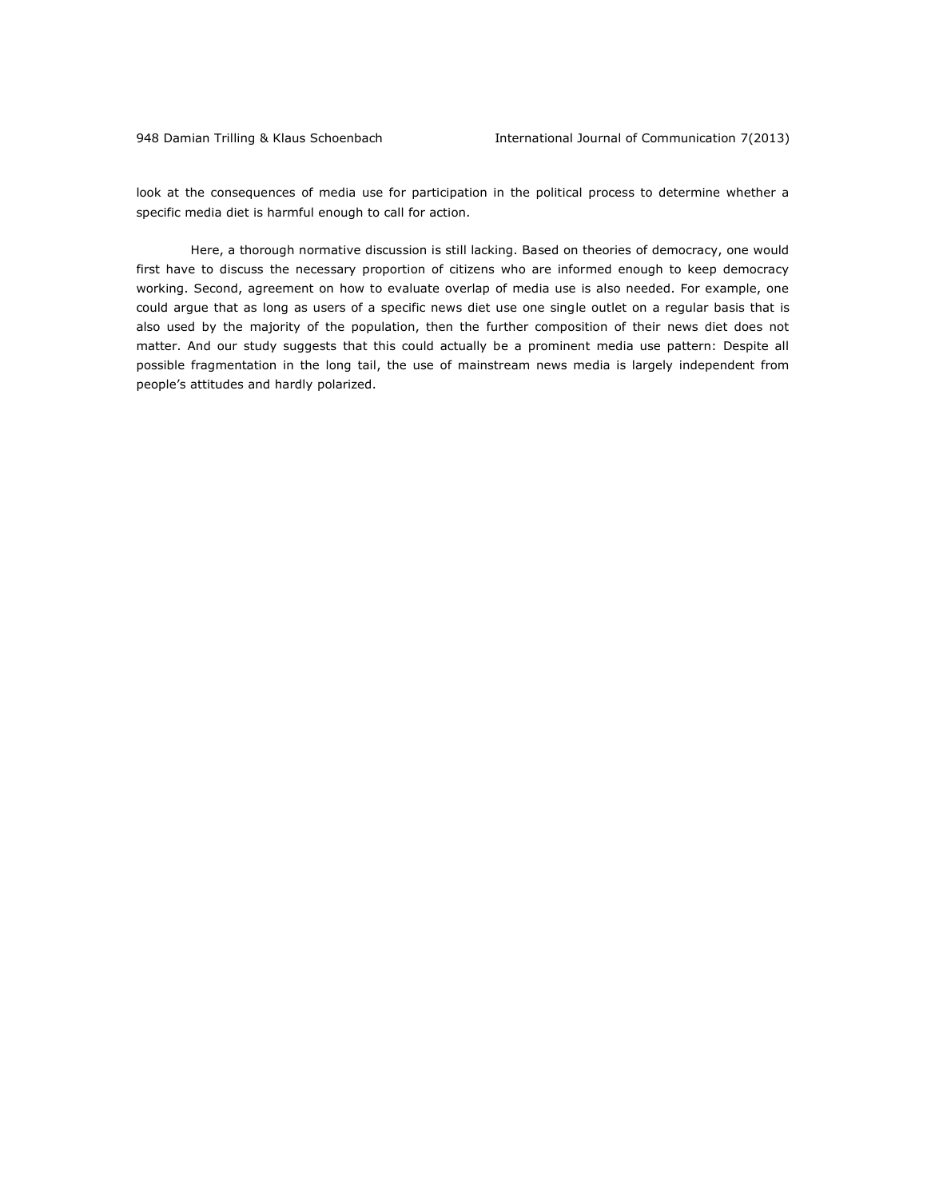look at the consequences of media use for participation in the political process to determine whether a specific media diet is harmful enough to call for action.

Here, a thorough normative discussion is still lacking. Based on theories of democracy, one would first have to discuss the necessary proportion of citizens who are informed enough to keep democracy working. Second, agreement on how to evaluate overlap of media use is also needed. For example, one could argue that as long as users of a specific news diet use one single outlet on a regular basis that is also used by the majority of the population, then the further composition of their news diet does not matter. And our study suggests that this could actually be a prominent media use pattern: Despite all possible fragmentation in the long tail, the use of mainstream news media is largely independent from people's attitudes and hardly polarized.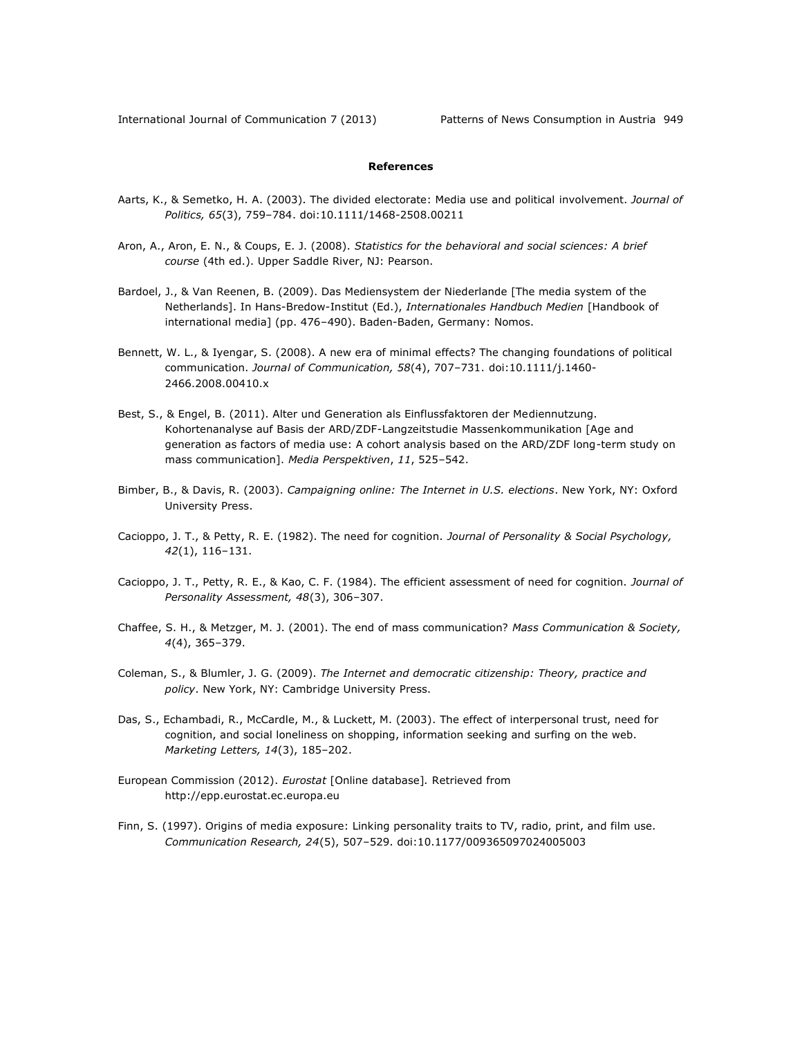## References

Aarts, K., & Semetko, H. A. (2003). The divided electorate: Media use and political involvement. *Journal of Politics, 65*(3), 759–784. doi:10.1111/1468-2508.00211

Aron, A., Aron, E. N., & Coups, E. J. (2008). *Statistics for the behavioral and social sciences: A brief course* (4th ed.). Upper Saddle River, NJ: Pearson.

Bardoel, J., & Van Reenen, B. (2009). Das Mediensystem der Niederlande [The media system of the Netherlands]. In Hans-Bredow-Institut (Ed.), *Internationales Handbuch Medien* [Handbook of international media] (pp. 476–490). Baden-Baden, Germany: Nomos.

Bennett, W. L., & Iyengar, S. (2008). A new era of minimal effects? The changing foundations of political communication. *Journal of Communication, 58*(4), 707–731. doi:10.1111/j.1460-2466.2008.00410.x

Best, S., & Engel, B. (2011). Alter und Generation als Einflussfaktoren der Mediennutzung. Kohortenanalyse auf Basis der ARD/ZDF-Langzeitstudie Massenkommunikation [Age and generation as factors of media use: A cohort analysis based on the ARD/ZDF long-term study on mass communication]. *Media Perspektiven*, *11*, 525–542.

Bimber, B., & Davis, R. (2003). *Campaigning online: The Internet in U.S. elections*. New York, NY: Oxford University Press.

Cacioppo, J. T., & Petty, R. E. (1982). The need for cognition. *Journal of Personality & Social Psychology, 42*(1), 116–131.

Cacioppo, J. T., Petty, R. E., & Kao, C. F. (1984). The efficient assessment of need for cognition. *Journal of Personality Assessment, 48*(3), 306–307.

Chaffee, S. H., & Metzger, M. J. (2001). The end of mass communication? *Mass Communication & Society, 4*(4), 365–379.

Coleman, S., & Blumler, J. G. (2009). *The Internet and democratic citizenship: Theory, practice and policy*. New York, NY: Cambridge University Press.

Das, S., Echambadi, R., McCardle, M., & Luckett, M. (2003). The effect of interpersonal trust, need for cognition, and social loneliness on shopping, information seeking and surfing on the web. *Marketing Letters, 14*(3), 185–202.

European Commission (2012). *Eurostat* [Online database]. Retrieved from http://epp.eurostat.ec.europa.eu

Finn, S. (1997). Origins of media exposure: Linking personality traits to TV, radio, print, and film use. *Communication Research, 24*(5), 507–529. doi:10.1177/009365097024005003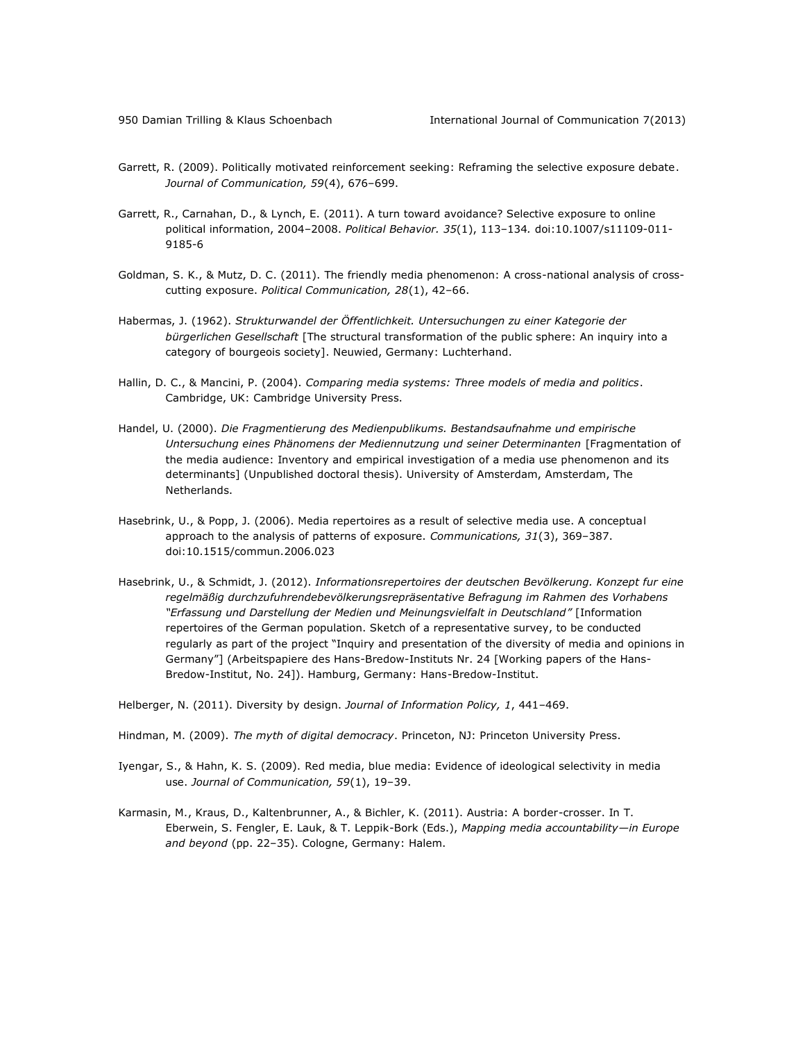Garrett, R. (2009). Politically motivated reinforcement seeking: Reframing the selective exposure debate. *Journal of Communication, 59*(4), 676–699.

Garrett, R., Carnahan, D., & Lynch, E. (2011). A turn toward avoidance? Selective exposure to online political information, 2004–2008. *Political Behavior. 35*(1), 113–134. doi:10.1007/s11109-011-9185-6

Goldman, S. K., & Mutz, D. C. (2011). The friendly media phenomenon: A cross-national analysis of cross-cutting exposure. *Political Communication, 28*(1), 42–66.

Habermas, J. (1962). *Strukturwandel der Öffentlichkeit. Untersuchungen zu einer Kategorie der bürgerlichen Gesellschaft* [The structural transformation of the public sphere: An inquiry into a category of bourgeois society]. Neuwied, Germany: Luchterhand.

Hallin, D. C., & Mancini, P. (2004). *Comparing media systems: Three models of media and politics*. Cambridge, UK: Cambridge University Press.

Handel, U. (2000). *Die Fragmentierung des Medienpublikums. Bestandsaufnahme und empirische Untersuchung eines Phänomens der Mediennutzung und seiner Determinanten* [Fragmentation of the media audience: Inventory and empirical investigation of a media use phenomenon and its determinants] (Unpublished doctoral thesis). University of Amsterdam, Amsterdam, The Netherlands.

Hasebrink, U., & Popp, J. (2006). Media repertoires as a result of selective media use. A conceptual approach to the analysis of patterns of exposure. *Communications, 31*(3), 369–387. doi:10.1515/commun.2006.023

Hasebrink, U., & Schmidt, J. (2012). *Informationsrepertoires der deutschen Bevölkerung. Konzept fur eine regelmäßig durchzufuhrendebevölkerungsrepräsentative Befragung im Rahmen des Vorhabens "Erfassung und Darstellung der Medien und Meinungsvielfalt in Deutschland"* [Information repertoires of the German population. Sketch of a representative survey, to be conducted regularly as part of the project "Inquiry and presentation of the diversity of media and opinions in Germany"] (Arbeitspapiere des Hans-Bredow-Instituts Nr. 24 [Working papers of the Hans-Bredow-Institut, No. 24]). Hamburg, Germany: Hans-Bredow-Institut.

Helberger, N. (2011). Diversity by design. *Journal of Information Policy, 1*, 441–469.

Hindman, M. (2009). *The myth of digital democracy*. Princeton, NJ: Princeton University Press.

Iyengar, S., & Hahn, K. S. (2009). Red media, blue media: Evidence of ideological selectivity in media use. *Journal of Communication, 59*(1), 19–39.

Karmasin, M., Kraus, D., Kaltenbrunner, A., & Bichler, K. (2011). Austria: A border-crosser. In T. Eberwein, S. Fengler, E. Lauk, & T. Leppik-Bork (Eds.), *Mapping media accountability—in Europe and beyond* (pp. 22–35). Cologne, Germany: Halem.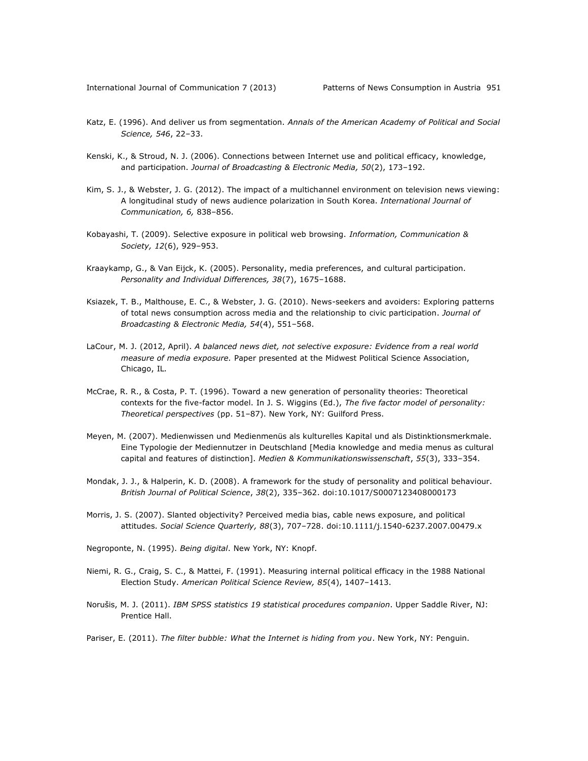Katz, E. (1996). And deliver us from segmentation. *Annals of the American Academy of Political and Social Science, 546*, 22–33.

Kenski, K., & Stroud, N. J. (2006). Connections between Internet use and political efficacy, knowledge, and participation. *Journal of Broadcasting & Electronic Media, 50*(2), 173–192.

Kim, S. J., & Webster, J. G. (2012). The impact of a multichannel environment on television news viewing: A longitudinal study of news audience polarization in South Korea. *International Journal of Communication, 6,* 838–856.

Kobayashi, T. (2009). Selective exposure in political web browsing. *Information, Communication & Society, 12*(6), 929–953.

Kraaykamp, G., & Van Eijck, K. (2005). Personality, media preferences, and cultural participation. *Personality and Individual Differences, 38*(7), 1675–1688.

Ksiazek, T. B., Malthouse, E. C., & Webster, J. G. (2010). News-seekers and avoiders: Exploring patterns of total news consumption across media and the relationship to civic participation. *Journal of Broadcasting & Electronic Media, 54*(4), 551–568.

LaCour, M. J. (2012, April). *A balanced news diet, not selective exposure: Evidence from a real world measure of media exposure.* Paper presented at the Midwest Political Science Association, Chicago, IL.

McCrae, R. R., & Costa, P. T. (1996). Toward a new generation of personality theories: Theoretical contexts for the five-factor model. In J. S. Wiggins (Ed.), *The five factor model of personality: Theoretical perspectives* (pp. 51–87). New York, NY: Guilford Press.

Meyen, M. (2007). Medienwissen und Medienmenüs als kulturelles Kapital und als Distinktionsmerkmale. Eine Typologie der Mediennutzer in Deutschland [Media knowledge and media menus as cultural capital and features of distinction]. *Medien & Kommunikationswissenschaft*, *55*(3), 333–354.

Mondak, J. J., & Halperin, K. D. (2008). A framework for the study of personality and political behaviour. *British Journal of Political Science*, *38*(2), 335–362. doi:10.1017/S0007123408000173

Morris, J. S. (2007). Slanted objectivity? Perceived media bias, cable news exposure, and political attitudes. *Social Science Quarterly, 88*(3), 707–728. doi:10.1111/j.1540-6237.2007.00479.x

Negroponte, N. (1995). *Being digital*. New York, NY: Knopf.

Niemi, R. G., Craig, S. C., & Mattei, F. (1991). Measuring internal political efficacy in the 1988 National Election Study. *American Political Science Review, 85*(4), 1407–1413.

Norušis, M. J. (2011). *IBM SPSS statistics 19 statistical procedures companion*. Upper Saddle River, NJ: Prentice Hall.

Pariser, E. (2011). *The filter bubble: What the Internet is hiding from you*. New York, NY: Penguin.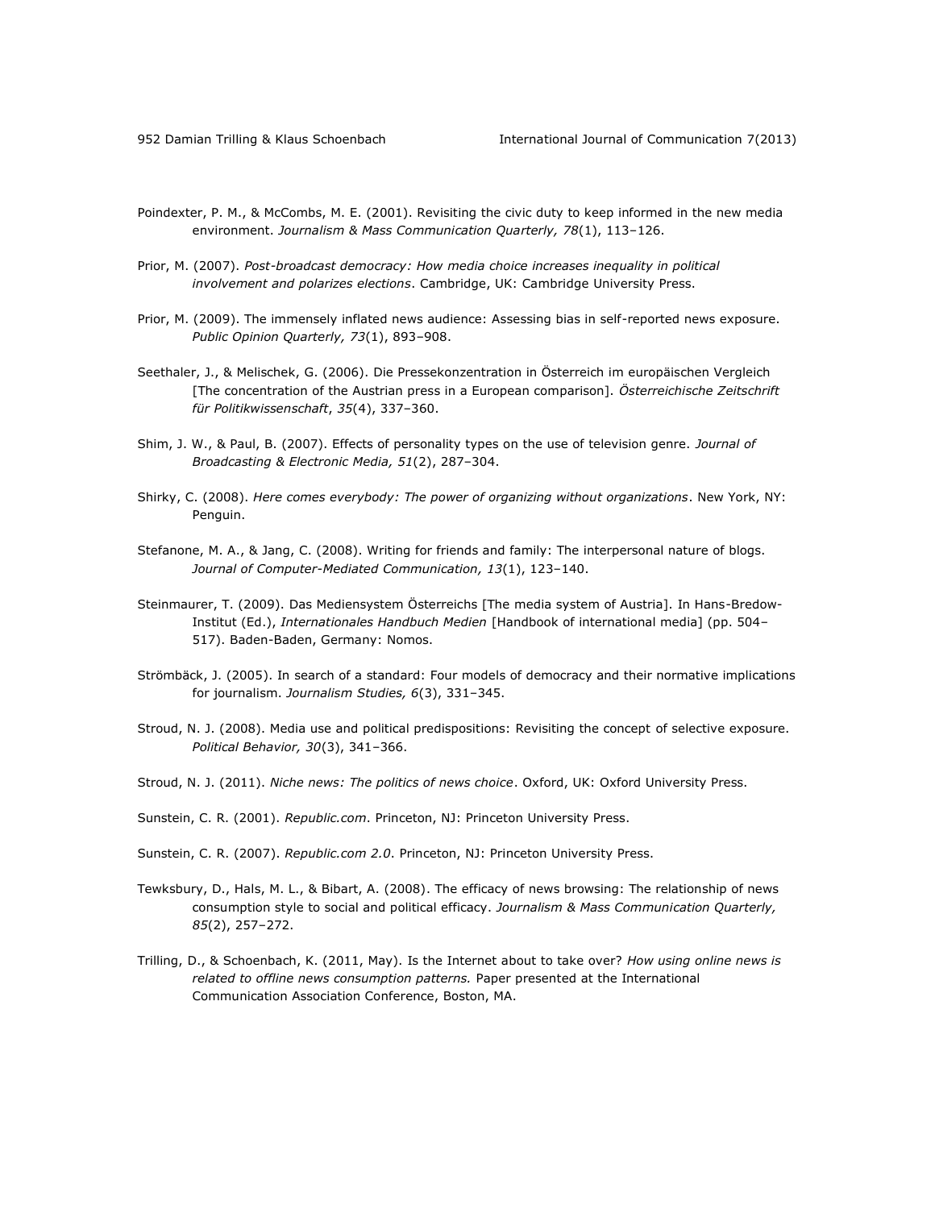Poindexter, P. M., & McCombs, M. E. (2001). Revisiting the civic duty to keep informed in the new media environment. *Journalism & Mass Communication Quarterly, 78*(1), 113–126.

Prior, M. (2007). *Post-broadcast democracy: How media choice increases inequality in political involvement and polarizes elections*. Cambridge, UK: Cambridge University Press.

Prior, M. (2009). The immensely inflated news audience: Assessing bias in self-reported news exposure. *Public Opinion Quarterly, 73*(1), 893–908.

Seethaler, J., & Melischek, G. (2006). Die Pressekonzentration in Österreich im europäischen Vergleich [The concentration of the Austrian press in a European comparison]. *Österreichische Zeitschrift für Politikwissenschaft*, *35*(4), 337–360.

Shim, J. W., & Paul, B. (2007). Effects of personality types on the use of television genre. *Journal of Broadcasting & Electronic Media, 51*(2), 287–304.

Shirky, C. (2008). *Here comes everybody: The power of organizing without organizations*. New York, NY: Penguin.

Stefanone, M. A., & Jang, C. (2008). Writing for friends and family: The interpersonal nature of blogs. *Journal of Computer-Mediated Communication, 13*(1), 123–140.

Steinmaurer, T. (2009). Das Mediensystem Österreichs [The media system of Austria]. In Hans-Bredow-Institut (Ed.), *Internationales Handbuch Medien* [Handbook of international media] (pp. 504–517). Baden-Baden, Germany: Nomos.

Strömbäck, J. (2005). In search of a standard: Four models of democracy and their normative implications for journalism. *Journalism Studies, 6*(3), 331–345.

Stroud, N. J. (2008). Media use and political predispositions: Revisiting the concept of selective exposure. *Political Behavior, 30*(3), 341–366.

Stroud, N. J. (2011). *Niche news: The politics of news choice*. Oxford, UK: Oxford University Press.

Sunstein, C. R. (2001). *Republic.com*. Princeton, NJ: Princeton University Press.

Sunstein, C. R. (2007). *Republic.com 2.0*. Princeton, NJ: Princeton University Press.

Tewksbury, D., Hals, M. L., & Bibart, A. (2008). The efficacy of news browsing: The relationship of news consumption style to social and political efficacy. *Journalism & Mass Communication Quarterly, 85*(2), 257–272.

Trilling, D., & Schoenbach, K. (2011, May). Is the Internet about to take over? *How using online news is related to offline news consumption patterns.* Paper presented at the International Communication Association Conference, Boston, MA.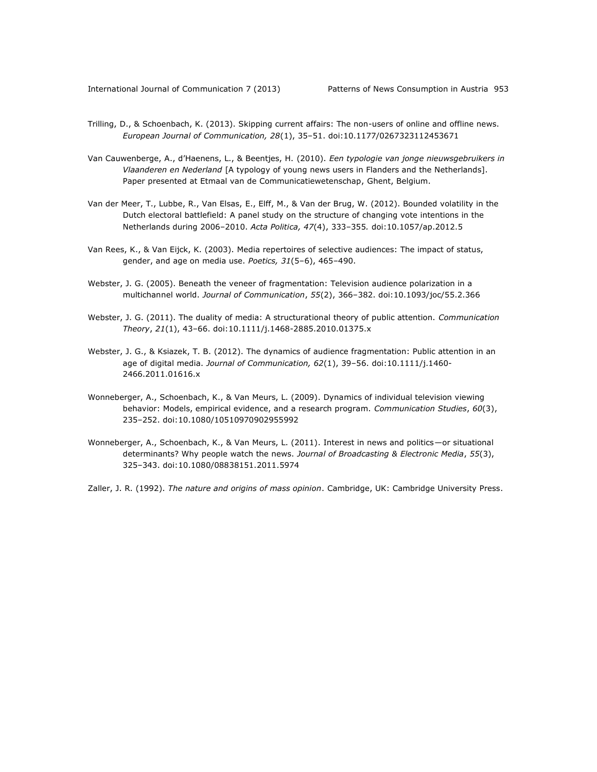Trilling, D., & Schoenbach, K. (2013). Skipping current affairs: The non-users of online and offline news. *European Journal of Communication, 28*(1), 35–51. doi:10.1177/0267323112453671

Van Cauwenberge, A., d'Haenens, L., & Beentjes, H. (2010). *Een typologie van jonge nieuwsgebruikers in Vlaanderen en Nederland* [A typology of young news users in Flanders and the Netherlands]. Paper presented at Etmaal van de Communicatiewetenschap, Ghent, Belgium.

Van der Meer, T., Lubbe, R., Van Elsas, E., Elff, M., & Van der Brug, W. (2012). Bounded volatility in the Dutch electoral battlefield: A panel study on the structure of changing vote intentions in the Netherlands during 2006–2010. *Acta Politica, 47*(4), 333–355. doi:10.1057/ap.2012.5

Van Rees, K., & Van Eijck, K. (2003). Media repertoires of selective audiences: The impact of status, gender, and age on media use. *Poetics, 31*(5–6), 465–490.

Webster, J. G. (2005). Beneath the veneer of fragmentation: Television audience polarization in a multichannel world. *Journal of Communication*, *55*(2), 366–382. doi:10.1093/joc/55.2.366

Webster, J. G. (2011). The duality of media: A structurational theory of public attention. *Communication Theory*, *21*(1), 43–66. doi:10.1111/j.1468-2885.2010.01375.x

Webster, J. G., & Ksiazek, T. B. (2012). The dynamics of audience fragmentation: Public attention in an age of digital media. *Journal of Communication, 62*(1), 39–56. doi:10.1111/j.1460-2466.2011.01616.x

Wonneberger, A., Schoenbach, K., & Van Meurs, L. (2009). Dynamics of individual television viewing behavior: Models, empirical evidence, and a research program. *Communication Studies*, *60*(3), 235–252. doi:10.1080/10510970902955992

Wonneberger, A., Schoenbach, K., & Van Meurs, L. (2011). Interest in news and politics—or situational determinants? Why people watch the news. *Journal of Broadcasting & Electronic Media*, *55*(3), 325–343. doi:10.1080/08838151.2011.5974

Zaller, J. R. (1992). *The nature and origins of mass opinion*. Cambridge, UK: Cambridge University Press.